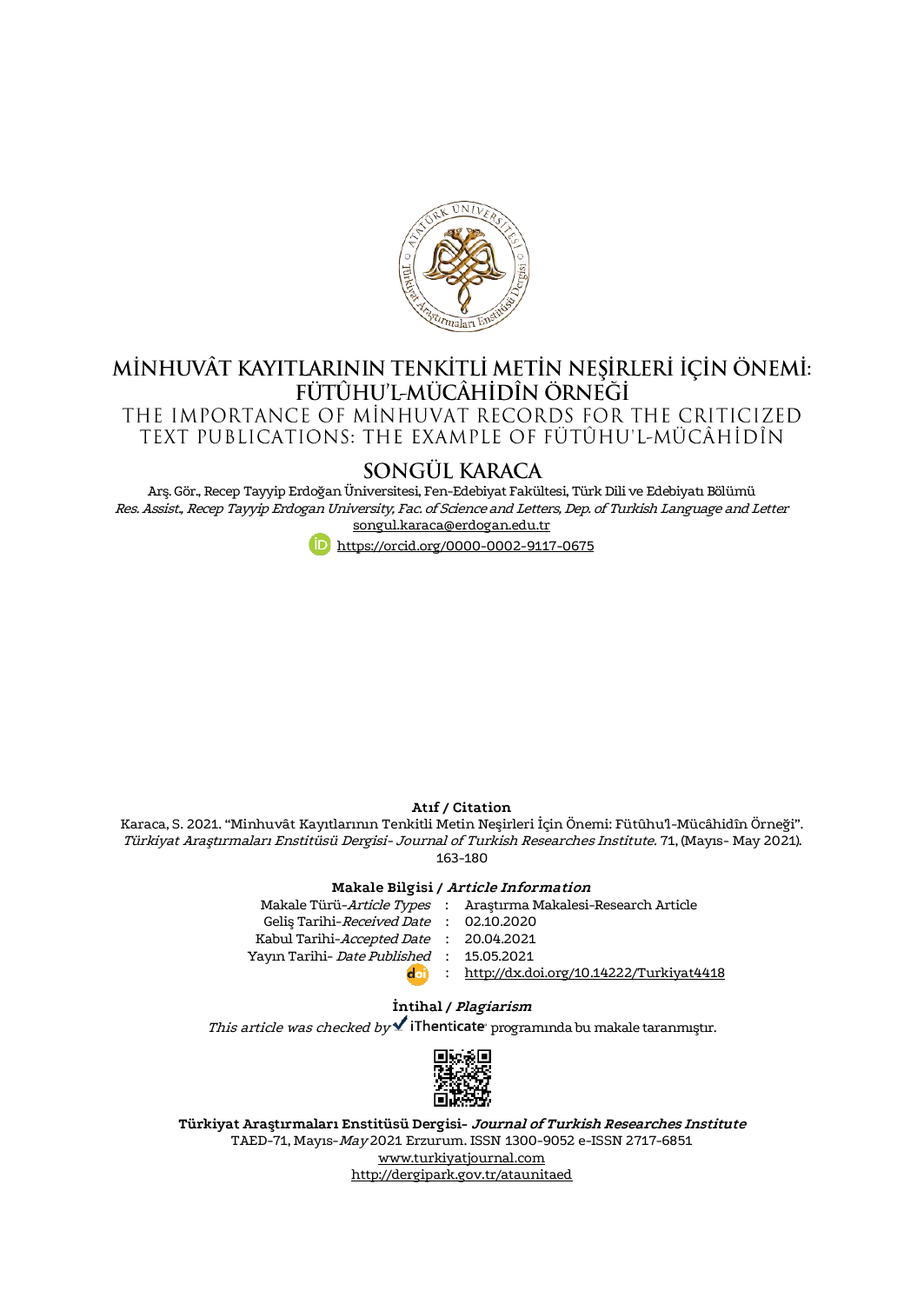# MİNHUVÂT KAYITLARININ TENKİTLİ METİN NEŞİRLERİ İÇİN ÖNEMİ: FÜTÛHU'L-MÜCÂHİDÎN ÖRNEĞİ

## THE IMPORTANCE OF MİNHUVAT RECORDS FOR THE CRITICIZED TEXT PUBLICATIONS: THE EXAMPLE OF FÜTÛHU'L-MÜCÂHİDÎN

### SONGÜL KARACA

Arş. Gör., Recep Tayyip Erdoğan Üniversitesi, Fen-Edebiyat Fakültesi, Türk Dili ve Edebiyatı Bölümü
*Res. Assist., Recep Tayyip Erdogan University, Fac. of Science and Letters, Dep. of Turkish Language and Letter*
songul.karaca@erdogan.edu.tr
https://orcid.org/0000-0002-9117-0675

**Atıf / Citation**

Karaca, S. 2021. "Minhuvât Kayıtlarının Tenkitli Metin Neşirleri İçin Önemi: Fütûhu'l-Mücâhidîn Örneği". *Türkiyat Araştırmaları Enstitüsü Dergisi- Journal of Turkish Researches Institute.* 71, (Mayıs- May 2021). 163-180

**Makale Bilgisi / *Article Information***

| | | |
|---|---|---|
| Makale Türü-*Article Types* | : | Araştırma Makalesi-Research Article |
| Geliş Tarihi-*Received Date* | : | 02.10.2020 |
| Kabul Tarihi-*Accepted Date* | : | 20.04.2021 |
| Yayın Tarihi- *Date Published* | : | 15.05.2021 |
| doi | : | http://dx.doi.org/10.14222/Turkiyat4418 |

**İntihal / *Plagiarism***

*This article was checked by* iThenticate programında bu makale taranmıştır.

**Türkiyat Araştırmaları Enstitüsü Dergisi- *Journal of Turkish Researches Institute***
TAED-71, Mayıs-*May* 2021 Erzurum. ISSN 1300-9052 e-ISSN 2717-6851
www.turkiyatjournal.com
http://dergipark.gov.tr/ataunitaed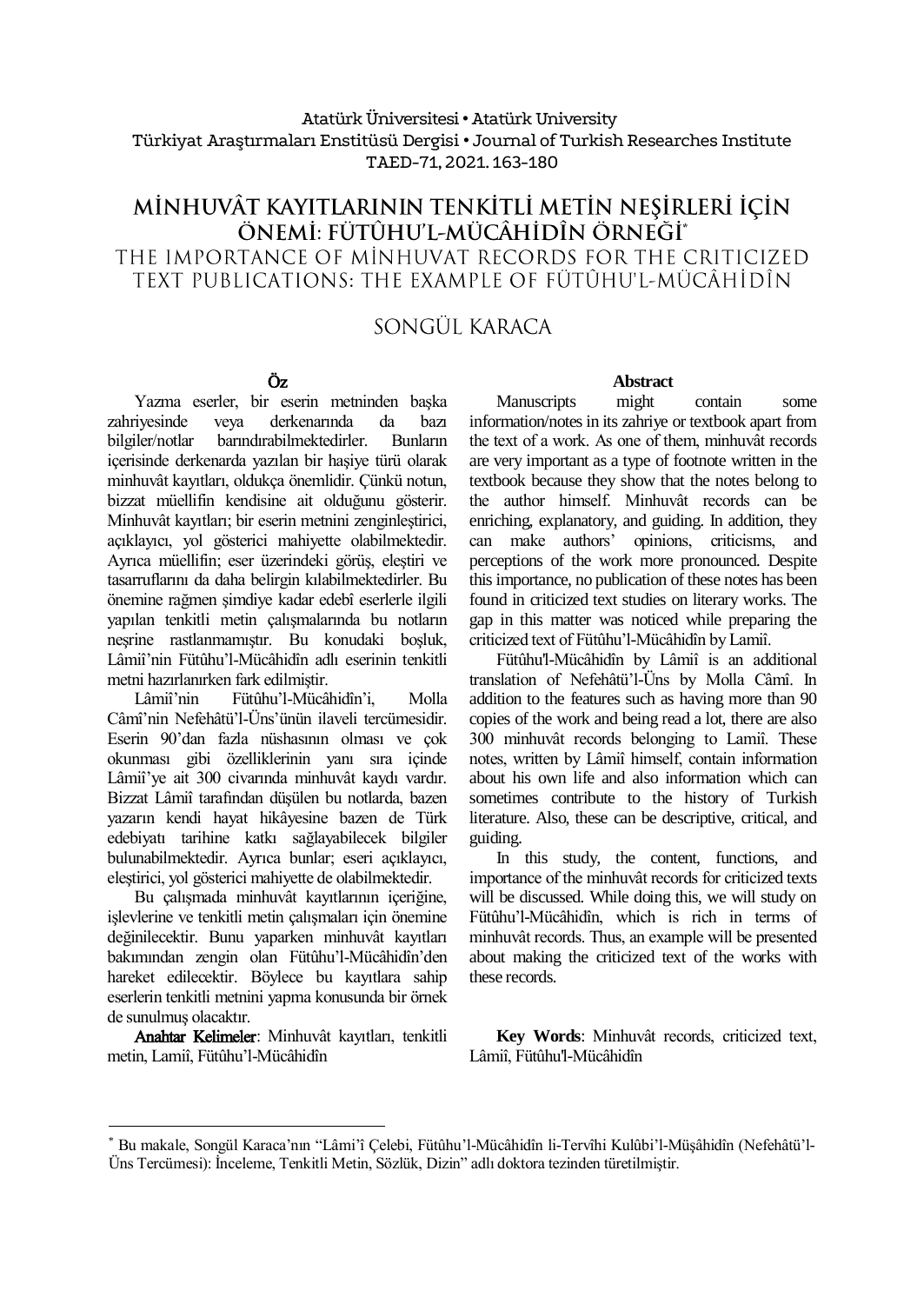Atatürk Üniversitesi • Atatürk University
Türkiyat Araştırmaları Enstitüsü Dergisi • Journal of Turkish Researches Institute
TAED-71, 2021. 163-180

# MİNHUVÂT KAYITLARININ TENKİTLİ METİN NEŞİRLERİ İÇİN ÖNEMİ: FÜTÛHU'L-MÜCÂHİDÎN ÖRNEĞİ[*]

# THE IMPORTANCE OF MİNHUVAT RECORDS FOR THE CRITICIZED TEXT PUBLICATIONS: THE EXAMPLE OF FÜTÛHU'L-MÜCÂHİDÎN

SONGÜL KARACA

## Öz

Yazma eserler, bir eserin metninden başka zahriyesinde veya derkenarında da bazı bilgiler/notlar barındırabilmektedirler. Bunların içerisinde derkenarda yazılan bir haşiye türü olarak minhuvât kayıtları, oldukça önemlidir. Çünkü notun, bizzat müellifin kendisine ait olduğunu gösterir. Minhuvât kayıtları; bir eserin metnini zenginleştirici, açıklayıcı, yol gösterici mahiyette olabilmektedir. Ayrıca müellifin; eser üzerindeki görüş, eleştiri ve tasarruflarını da daha belirgin kılabilmektedirler. Bu önemine rağmen şimdiye kadar edebî eserlerle ilgili yapılan tenkitli metin çalışmalarında bu notların neşrine rastlanmamıştır. Bu konudaki boşluk, Lâmiî'nin Fütûhu'l-Mücâhidîn adlı eserinin tenkitli metni hazırlanırken fark edilmiştir.

Lâmiî'nin Fütûhu'l-Mücâhidîn'i, Molla Câmî'nin Nefehâtü'l-Üns'ünün ilaveli tercümesidir. Eserin 90'dan fazla nüshasının olması ve çok okunması gibi özelliklerinin yanı sıra içinde Lâmiî'ye ait 300 civarında minhuvât kaydı vardır. Bizzat Lâmiî tarafından düşülen bu notlarda, bazen yazarın kendi hayat hikâyesine bazen de Türk edebiyatı tarihine katkı sağlayabilecek bilgiler bulunabilmektedir. Ayrıca bunlar; eseri açıklayıcı, eleştirici, yol gösterici mahiyette de olabilmektedir.

Bu çalışmada minhuvât kayıtlarının içeriğine, işlevlerine ve tenkitli metin çalışmaları için önemine değinilecektir. Bunu yaparken minhuvât kayıtları bakımından zengin olan Fütûhu'l-Mücâhidîn'den hareket edilecektir. Böylece bu kayıtlara sahip eserlerin tenkitli metnini yapma konusunda bir örnek de sunulmuş olacaktır.

**Anahtar Kelimeler**: Minhuvât kayıtları, tenkitli metin, Lamiî, Fütûhu'l-Mücâhidîn

## Abstract

Manuscripts might contain some information/notes in its zahriye or textbook apart from the text of a work. As one of them, minhuvât records are very important as a type of footnote written in the textbook because they show that the notes belong to the author himself. Minhuvât records can be enriching, explanatory, and guiding. In addition, they can make authors' opinions, criticisms, and perceptions of the work more pronounced. Despite this importance, no publication of these notes has been found in criticized text studies on literary works. The gap in this matter was noticed while preparing the criticized text of Fütûhu'l-Mücâhidîn by Lamiî.

Fütûhu'l-Mücâhidîn by Lâmiî is an additional translation of Nefehâtü'l-Üns by Molla Câmî. In addition to the features such as having more than 90 copies of the work and being read a lot, there are also 300 minhuvât records belonging to Lamiî. These notes, written by Lâmiî himself, contain information about his own life and also information which can sometimes contribute to the history of Turkish literature. Also, these can be descriptive, critical, and guiding.

In this study, the content, functions, and importance of the minhuvât records for criticized texts will be discussed. While doing this, we will study on Fütûhu'l-Mücâhidîn, which is rich in terms of minhuvât records. Thus, an example will be presented about making the criticized text of the works with these records.

**Key Words**: Minhuvât records, criticized text, Lâmiî, Fütûhu'l-Mücâhidîn

---

[*] Bu makale, Songül Karaca'nın "Lâmi'î Çelebi, Fütûhu'l-Mücâhidîn li-Tervîhi Kulûbi'l-Müşâhidîn (Nefehâtü'l-Üns Tercümesi): İnceleme, Tenkitli Metin, Sözlük, Dizin" adlı doktora tezinden türetilmiştir.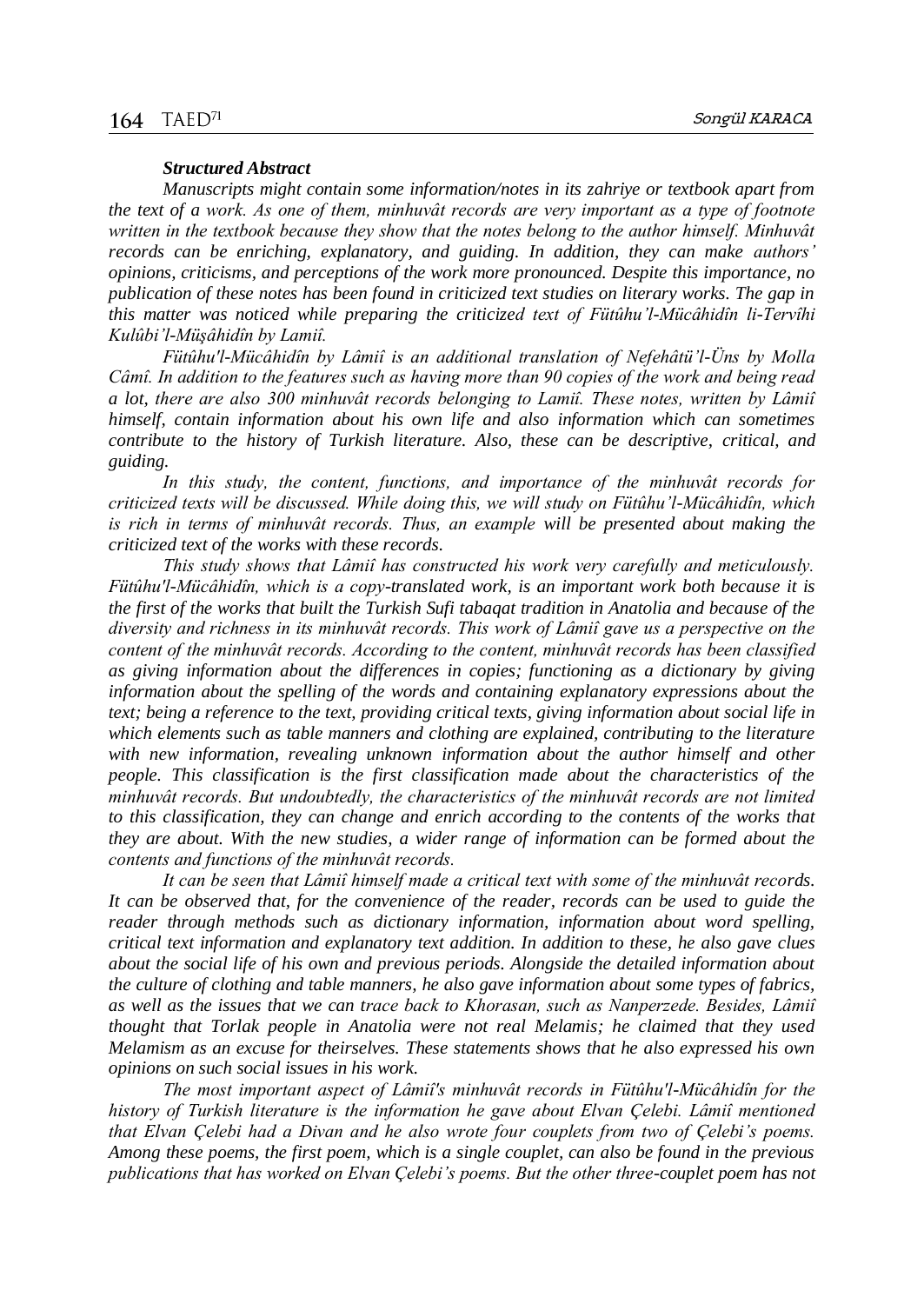***Structured Abstract***

*Manuscripts might contain some information/notes in its zahriye or textbook apart from the text of a work. As one of them, minhuvât records are very important as a type of footnote written in the textbook because they show that the notes belong to the author himself. Minhuvât records can be enriching, explanatory, and guiding. In addition, they can make authors' opinions, criticisms, and perceptions of the work more pronounced. Despite this importance, no publication of these notes has been found in criticized text studies on literary works. The gap in this matter was noticed while preparing the criticized text of Fütûhu'l-Mücâhidîn li-Tervîhi Kulûbi'l-Müşâhidîn by Lamiî.*

*Fütûhu'l-Mücâhidîn by Lâmiî is an additional translation of Nefehâtü'l-Üns by Molla Câmî. In addition to the features such as having more than 90 copies of the work and being read a lot, there are also 300 minhuvât records belonging to Lamiî. These notes, written by Lâmiî himself, contain information about his own life and also information which can sometimes contribute to the history of Turkish literature. Also, these can be descriptive, critical, and guiding.*

*In this study, the content, functions, and importance of the minhuvât records for criticized texts will be discussed. While doing this, we will study on Fütûhu'l-Mücâhidîn, which is rich in terms of minhuvât records. Thus, an example will be presented about making the criticized text of the works with these records.*

*This study shows that Lâmiî has constructed his work very carefully and meticulously. Fütûhu'l-Mücâhidîn, which is a copy-translated work, is an important work both because it is the first of the works that built the Turkish Sufi tabaqat tradition in Anatolia and because of the diversity and richness in its minhuvât records. This work of Lâmiî gave us a perspective on the content of the minhuvât records. According to the content, minhuvât records has been classified as giving information about the differences in copies; functioning as a dictionary by giving information about the spelling of the words and containing explanatory expressions about the text; being a reference to the text, providing critical texts, giving information about social life in which elements such as table manners and clothing are explained, contributing to the literature with new information, revealing unknown information about the author himself and other people. This classification is the first classification made about the characteristics of the minhuvât records. But undoubtedly, the characteristics of the minhuvât records are not limited to this classification, they can change and enrich according to the contents of the works that they are about. With the new studies, a wider range of information can be formed about the contents and functions of the minhuvât records.*

*It can be seen that Lâmiî himself made a critical text with some of the minhuvât records. It can be observed that, for the convenience of the reader, records can be used to guide the reader through methods such as dictionary information, information about word spelling, critical text information and explanatory text addition. In addition to these, he also gave clues about the social life of his own and previous periods. Alongside the detailed information about the culture of clothing and table manners, he also gave information about some types of fabrics, as well as the issues that we can trace back to Khorasan, such as Nanperzede. Besides, Lâmiî thought that Torlak people in Anatolia were not real Melamis; he claimed that they used Melamism as an excuse for theirselves. These statements shows that he also expressed his own opinions on such social issues in his work.*

*The most important aspect of Lâmiî's minhuvât records in Fütûhu'l-Mücâhidîn for the history of Turkish literature is the information he gave about Elvan Çelebi. Lâmiî mentioned that Elvan Çelebi had a Divan and he also wrote four couplets from two of Çelebi's poems. Among these poems, the first poem, which is a single couplet, can also be found in the previous publications that has worked on Elvan Çelebi's poems. But the other three-couplet poem has not*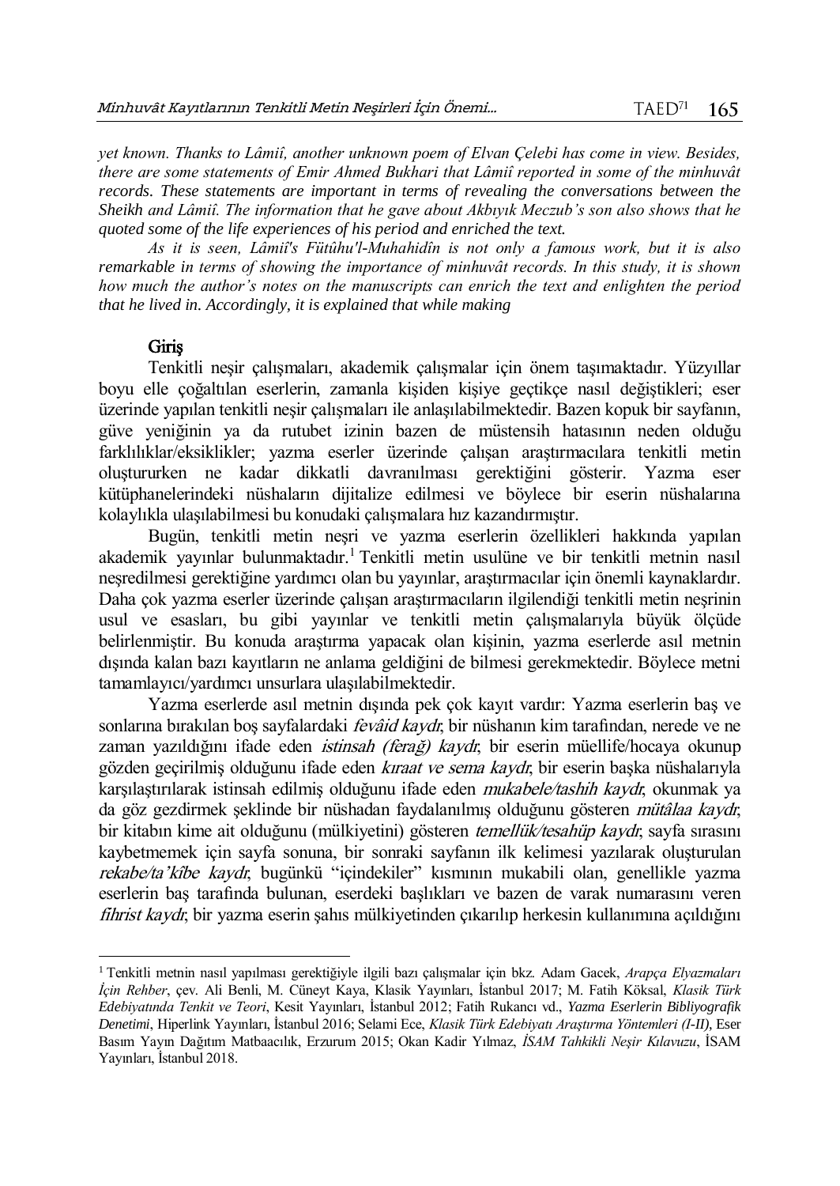*yet known. Thanks to Lâmiî, another unknown poem of Elvan Çelebi has come in view. Besides, there are some statements of Emir Ahmed Bukhari that Lâmiî reported in some of the minhuvât records. These statements are important in terms of revealing the conversations between the Sheikh and Lâmiî. The information that he gave about Akbıyık Meczub's son also shows that he quoted some of the life experiences of his period and enriched the text.*

*As it is seen, Lâmiî's Fütûhu'l-Muhahidîn is not only a famous work, but it is also remarkable in terms of showing the importance of minhuvât records. In this study, it is shown how much the author's notes on the manuscripts can enrich the text and enlighten the period that he lived in. Accordingly, it is explained that while making*

## Giriş

Tenkitli neşir çalışmaları, akademik çalışmalar için önem taşımaktadır. Yüzyıllar boyu elle çoğaltılan eserlerin, zamanla kişiden kişiye geçtikçe nasıl değiştikleri; eser üzerinde yapılan tenkitli neşir çalışmaları ile anlaşılabilmektedir. Bazen kopuk bir sayfanın, güve yeniğinin ya da rutubet izinin bazen de müstensih hatasının neden olduğu farklılıklar/eksiklikler; yazma eserler üzerinde çalışan araştırmacılara tenkitli metin oluştururken ne kadar dikkatli davranılması gerektiğini gösterir. Yazma eser kütüphanelerindeki nüshaların dijitalize edilmesi ve böylece bir eserin nüshalarına kolaylıkla ulaşılabilmesi bu konudaki çalışmalara hız kazandırmıştır.

Bugün, tenkitli metin neşri ve yazma eserlerin özellikleri hakkında yapılan akademik yayınlar bulunmaktadır.[1] Tenkitli metin usulüne ve bir tenkitli metnin nasıl neşredilmesi gerektiğine yardımcı olan bu yayınlar, araştırmacılar için önemli kaynaklardır. Daha çok yazma eserler üzerinde çalışan araştırmacıların ilgilendiği tenkitli metin neşrinin usul ve esasları, bu gibi yayınlar ve tenkitli metin çalışmalarıyla büyük ölçüde belirlenmiştir. Bu konuda araştırma yapacak olan kişinin, yazma eserlerde asıl metnin dışında kalan bazı kayıtların ne anlama geldiğini de bilmesi gerekmektedir. Böylece metni tamamlayıcı/yardımcı unsurlara ulaşılabilmektedir.

Yazma eserlerde asıl metnin dışında pek çok kayıt vardır: Yazma eserlerin baş ve sonlarına bırakılan boş sayfalardaki *fevâid kaydı*, bir nüshanın kim tarafından, nerede ve ne zaman yazıldığını ifade eden *istinsah (ferağ) kaydı*, bir eserin müellife/hocaya okunup gözden geçirilmiş olduğunu ifade eden *kıraat ve sema kaydı*, bir eserin başka nüshalarıyla karşılaştırılarak istinsah edilmiş olduğunu ifade eden *mukabele/tashih kaydı*, okunmak ya da göz gezdirmek şeklinde bir nüshadan faydalanılmış olduğunu gösteren *mütâlaa kaydı*, bir kitabın kime ait olduğunu (mülkiyetini) gösteren *temellük/tesahüp kaydı*, sayfa sırasını kaybetmemek için sayfa sonuna, bir sonraki sayfanın ilk kelimesi yazılarak oluşturulan *rekabe/ta'kîbe kaydı*, bugünkü "içindekiler" kısmının mukabili olan, genellikle yazma eserlerin baş tarafında bulunan, eserdeki başlıkları ve bazen de varak numarasını veren *fihrist kaydı*, bir yazma eserin şahıs mülkiyetinden çıkarılıp herkesin kullanımına açıldığını

---

[1] Tenkitli metnin nasıl yapılması gerektiğiyle ilgili bazı çalışmalar için bkz. Adam Gacek, *Arapça Elyazmaları İçin Rehber*, çev. Ali Benli, M. Cüneyt Kaya, Klasik Yayınları, İstanbul 2017; M. Fatih Köksal, *Klasik Türk Edebiyatında Tenkit ve Teori*, Kesit Yayınları, İstanbul 2012; Fatih Rukancı vd., *Yazma Eserlerin Bibliyografik Denetimi*, Hiperlink Yayınları, İstanbul 2016; Selami Ece, *Klasik Türk Edebiyatı Araştırma Yöntemleri (I-II)*, Eser Basım Yayın Dağıtım Matbaacılık, Erzurum 2015; Okan Kadir Yılmaz, *İSAM Tahkikli Neşir Kılavuzu*, İSAM Yayınları, İstanbul 2018.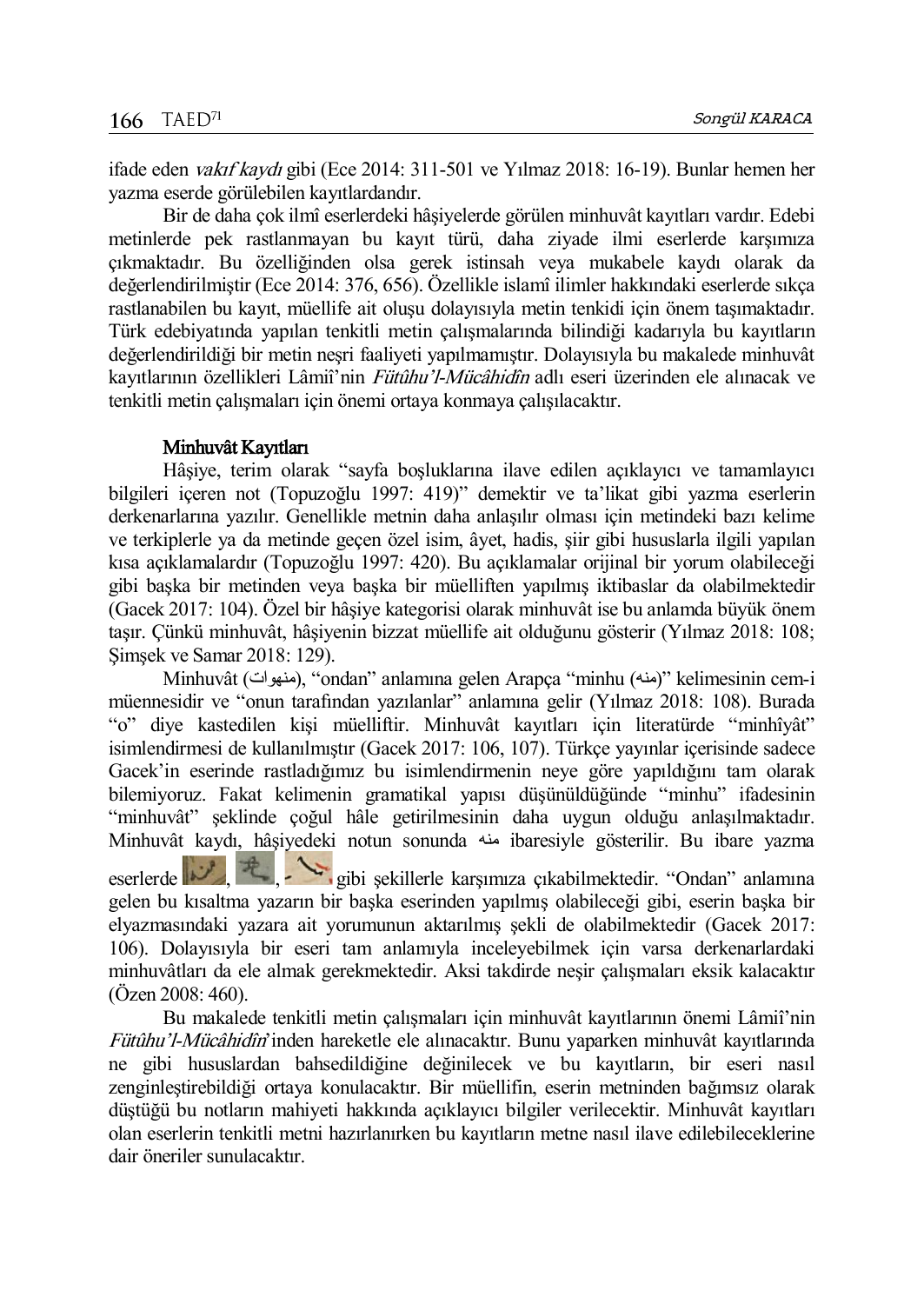ifade eden *vakıf kaydı* gibi (Ece 2014: 311-501 ve Yılmaz 2018: 16-19). Bunlar hemen her yazma eserde görülebilen kayıtlardandır.

Bir de daha çok ilmî eserlerdeki hâşiyelerde görülen minhuvât kayıtları vardır. Edebi metinlerde pek rastlanmayan bu kayıt türü, daha ziyade ilmi eserlerde karşımıza çıkmaktadır. Bu özelliğinden olsa gerek istinsah veya mukabele kaydı olarak da değerlendirilmiştir (Ece 2014: 376, 656). Özellikle islamî ilimler hakkındaki eserlerde sıkça rastlanabilen bu kayıt, müellife ait oluşu dolayısıyla metin tenkidi için önem taşımaktadır. Türk edebiyatında yapılan tenkitli metin çalışmalarında bilindiği kadarıyla bu kayıtların değerlendirildiği bir metin neşri faaliyeti yapılmamıştır. Dolayısıyla bu makalede minhuvât kayıtlarının özellikleri Lâmiî'nin *Fütûhu'l-Mücâhidîn* adlı eseri üzerinden ele alınacak ve tenkitli metin çalışmaları için önemi ortaya konmaya çalışılacaktır.

## Minhuvât Kayıtları

Hâşiye, terim olarak "sayfa boşluklarına ilave edilen açıklayıcı ve tamamlayıcı bilgileri içeren not (Topuzoğlu 1997: 419)" demektir ve ta'likat gibi yazma eserlerin derkenarlarına yazılır. Genellikle metnin daha anlaşılır olması için metindeki bazı kelime ve terkiplerle ya da metinde geçen özel isim, âyet, hadis, şiir gibi hususlarla ilgili yapılan kısa açıklamalardır (Topuzoğlu 1997: 420). Bu açıklamalar orijinal bir yorum olabileceği gibi başka bir metinden veya başka bir müelliften yapılmış iktibaslar da olabilmektedir (Gacek 2017: 104). Özel bir hâşiye kategorisi olarak minhuvât ise bu anlamda büyük önem taşır. Çünkü minhuvât, hâşiyenin bizzat müellife ait olduğunu gösterir (Yılmaz 2018: 108; Şimşek ve Samar 2018: 129).

Minhuvât (منهوات), "ondan" anlamına gelen Arapça "minhu (منه)" kelimesinin cem-i müennesidir ve "onun tarafından yazılanlar" anlamına gelir (Yılmaz 2018: 108). Burada "o" diye kastedilen kişi müelliftir. Minhuvât kayıtları için literatürde "minhîyât" isimlendirmesi de kullanılmıştır (Gacek 2017: 106, 107). Türkçe yayınlar içerisinde sadece Gacek'in eserinde rastladığımız bu isimlendirmenin neye göre yapıldığını tam olarak bilemiyoruz. Fakat kelimenin gramatikal yapısı düşünüldüğünde "minhu" ifadesinin "minhuvât" şeklinde çoğul hâle getirilmesinin daha uygun olduğu anlaşılmaktadır. Minhuvât kaydı, hâşiyedeki notun sonunda منه ibaresiyle gösterilir. Bu ibare yazma eserlerde , , gibi şekillerle karşımıza çıkabilmektedir. "Ondan" anlamına gelen bu kısaltma yazarın bir başka eserinden yapılmış olabileceği gibi, eserin başka bir elyazmasındaki yazara ait yorumunun aktarılmış şekli de olabilmektedir (Gacek 2017: 106). Dolayısıyla bir eseri tam anlamıyla inceleyebilmek için varsa derkenarlardaki minhuvâtları da ele almak gerekmektedir. Aksi takdirde neşir çalışmaları eksik kalacaktır (Özen 2008: 460).

Bu makalede tenkitli metin çalışmaları için minhuvât kayıtlarının önemi Lâmiî'nin *Fütûhu'l-Mücâhidîn*'inden hareketle ele alınacaktır. Bunu yaparken minhuvât kayıtlarında ne gibi hususlardan bahsedildiğine değinilecek ve bu kayıtların, bir eseri nasıl zenginleştirebildiği ortaya konulacaktır. Bir müellifin, eserin metninden bağımsız olarak düştüğü bu notların mahiyeti hakkında açıklayıcı bilgiler verilecektir. Minhuvât kayıtları olan eserlerin tenkitli metni hazırlanırken bu kayıtların metne nasıl ilave edilebileceklerine dair öneriler sunulacaktır.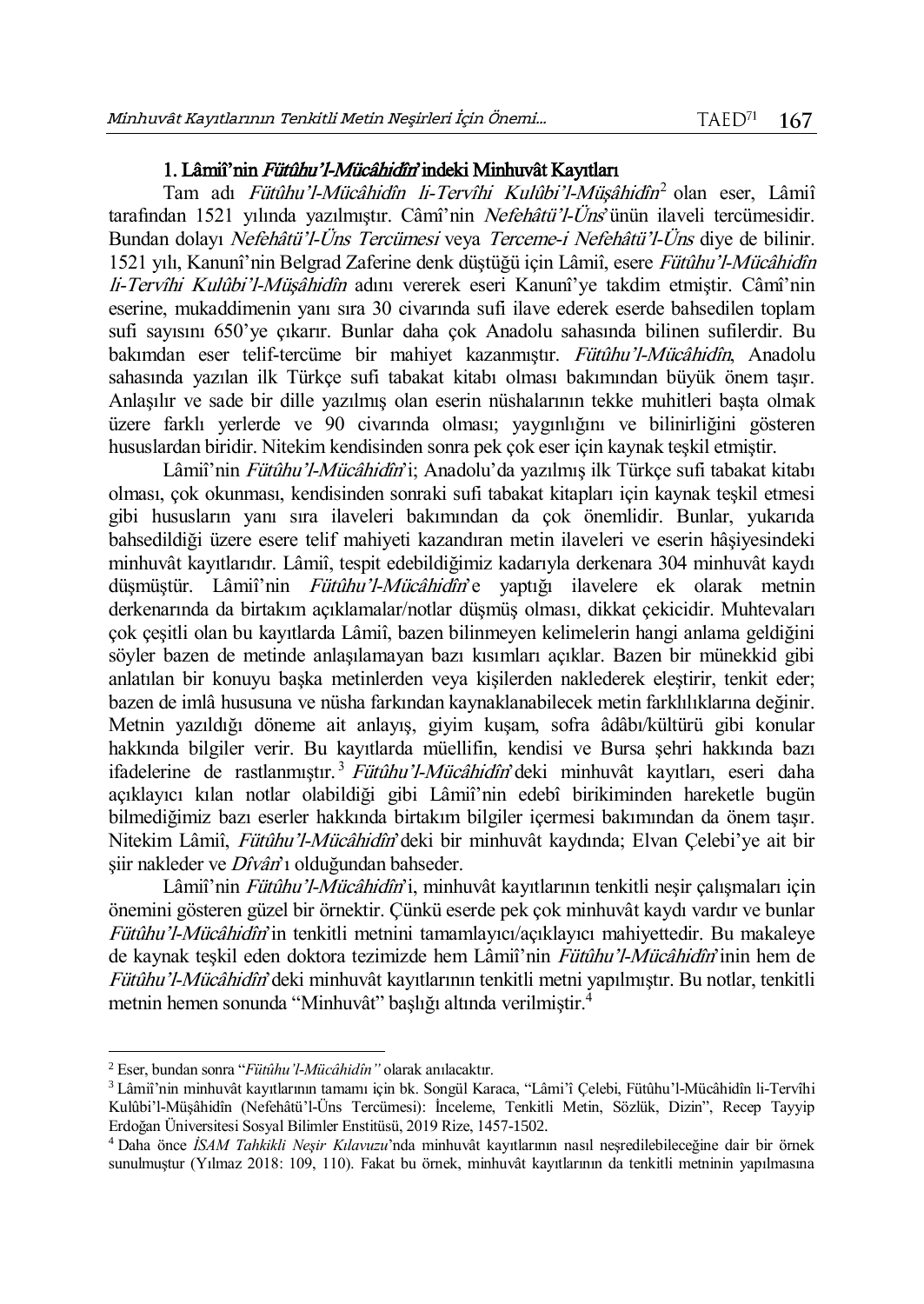### 1. Lâmiî'nin *Fütûhu'l-Mücâhidîn*'indeki Minhuvât Kayıtları

Tam adı *Fütûhu'l-Mücâhidîn li-Tervîhi Kulûbi'l-Müşâhidîn*[2] olan eser, Lâmiî tarafından 1521 yılında yazılmıştır. Câmî'nin *Nefehâtü'l-Üns*'ünün ilaveli tercümesidir. Bundan dolayı *Nefehâtü'l-Üns Tercümesi* veya *Terceme-i Nefehâtü'l-Üns* diye de bilinir. 1521 yılı, Kanunî'nin Belgrad Zaferine denk düştüğü için Lâmiî, esere *Fütûhu'l-Mücâhidîn li-Tervîhi Kulûbi'l-Müşâhidîn* adını vererek eseri Kanunî'ye takdim etmiştir. Câmî'nin eserine, mukaddimenin yanı sıra 30 civarında sufi ilave ederek eserde bahsedilen toplam sufi sayısını 650'ye çıkarır. Bunlar daha çok Anadolu sahasında bilinen sufilerdir. Bu bakımdan eser telif-tercüme bir mahiyet kazanmıştır. *Fütûhu'l-Mücâhidîn*, Anadolu sahasında yazılan ilk Türkçe sufi tabakat kitabı olması bakımından büyük önem taşır. Anlaşılır ve sade bir dille yazılmış olan eserin nüshalarının tekke muhitleri başta olmak üzere farklı yerlerde ve 90 civarında olması; yaygınlığını ve bilinirliğini gösteren hususlardan biridir. Nitekim kendisinden sonra pek çok eser için kaynak teşkil etmiştir.

Lâmiî'nin *Fütûhu'l-Mücâhidîn*'i; Anadolu'da yazılmış ilk Türkçe sufi tabakat kitabı olması, çok okunması, kendisinden sonraki sufi tabakat kitapları için kaynak teşkil etmesi gibi hususların yanı sıra ilaveleri bakımından da çok önemlidir. Bunlar, yukarıda bahsedildiği üzere esere telif mahiyeti kazandıran metin ilaveleri ve eserin hâşiyesindeki minhuvât kayıtlarıdır. Lâmiî, tespit edebildiğimiz kadarıyla derkenara 304 minhuvât kaydı düşmüştür. Lâmiî'nin *Fütûhu'l-Mücâhidîn*'e yaptığı ilavelere ek olarak metnin derkenarında da birtakım açıklamalar/notlar düşmüş olması, dikkat çekicidir. Muhtevaları çok çeşitli olan bu kayıtlarda Lâmiî, bazen bilinmeyen kelimelerin hangi anlama geldiğini söyler bazen de metinde anlaşılamayan bazı kısımları açıklar. Bazen bir münekkid gibi anlatılan bir konuyu başka metinlerden veya kişilerden naklederek eleştirir, tenkit eder; bazen de imlâ hususuna ve nüsha farkından kaynaklanabilecek metin farklılıklarına değinir. Metnin yazıldığı döneme ait anlayış, giyim kuşam, sofra âdâbı/kültürü gibi konular hakkında bilgiler verir. Bu kayıtlarda müellifin, kendisi ve Bursa şehri hakkında bazı ifadelerine de rastlanmıştır.[3] *Fütûhu'l-Mücâhidîn*'deki minhuvât kayıtları, eseri daha açıklayıcı kılan notlar olabildiği gibi Lâmiî'nin edebî birikiminden hareketle bugün bilmediğimiz bazı eserler hakkında birtakım bilgiler içermesi bakımından da önem taşır. Nitekim Lâmiî, *Fütûhu'l-Mücâhidîn*'deki bir minhuvât kaydında; Elvan Çelebi'ye ait bir şiir nakleder ve *Dîvân*'ı olduğundan bahseder.

Lâmiî'nin *Fütûhu'l-Mücâhidîn*'i, minhuvât kayıtlarının tenkitli neşir çalışmaları için önemini gösteren güzel bir örnektir. Çünkü eserde pek çok minhuvât kaydı vardır ve bunlar *Fütûhu'l-Mücâhidîn*'in tenkitli metnini tamamlayıcı/açıklayıcı mahiyettedir. Bu makaleye de kaynak teşkil eden doktora tezimizde hem Lâmiî'nin *Fütûhu'l-Mücâhidîn*'inin hem de *Fütûhu'l-Mücâhidîn*'deki minhuvât kayıtlarının tenkitli metni yapılmıştır. Bu notlar, tenkitli metnin hemen sonunda "Minhuvât" başlığı altında verilmiştir.[4]

---

[2] Eser, bundan sonra "*Fütûhu'l-Mücâhidîn"* olarak anılacaktır.

[3] Lâmiî'nin minhuvât kayıtlarının tamamı için bk. Songül Karaca, "Lâmi'î Çelebi, Fütûhu'l-Mücâhidîn li-Tervîhi Kulûbi'l-Müşâhidîn (Nefehâtü'l-Üns Tercümesi): İnceleme, Tenkitli Metin, Sözlük, Dizin", Recep Tayyip Erdoğan Üniversitesi Sosyal Bilimler Enstitüsü, 2019 Rize, 1457-1502.

[4] Daha önce *İSAM Tahkikli Neşir Kılavuzu*'nda minhuvât kayıtlarının nasıl neşredilebileceğine dair bir örnek sunulmuştur (Yılmaz 2018: 109, 110). Fakat bu örnek, minhuvât kayıtlarının da tenkitli metninin yapılmasına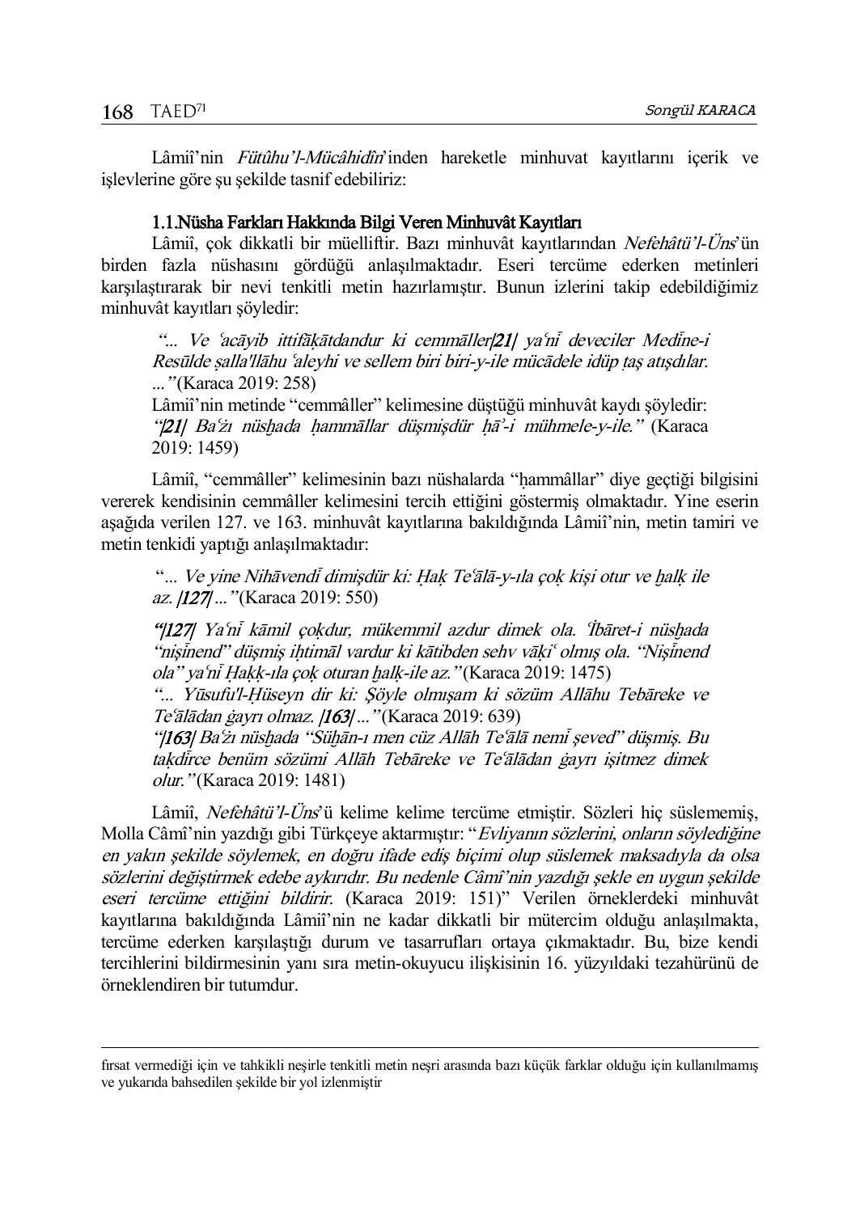Lâmiî'nin *Fütûhu'l-Mücâhidîn*'inden hareketle minhuvat kayıtlarını içerik ve işlevlerine göre şu şekilde tasnif edebiliriz:

### 1.1.Nüsha Farkları Hakkında Bilgi Veren Minhuvât Kayıtları

Lâmiî, çok dikkatli bir müelliftir. Bazı minhuvât kayıtlarından *Nefehâtü'l-Üns*'ün birden fazla nüshasını gördüğü anlaşılmaktadır. Eseri tercüme ederken metinleri karşılaştırarak bir nevi tenkitli metin hazırlamıştır. Bunun izlerini takip edebildiğimiz minhuvât kayıtları şöyledir:

> *"... Ve ʿacāyib ittifāḳātdandur ki cemmāller/**21**/ yaʿnī deveciler Medīne-i Resūlde ṣalla'llāhu ʿaleyhi ve sellem biri biri-y-ile mücādele idüp ṭaş atışdılar. ..."* (Karaca 2019: 258)
>
> Lâmiî'nin metinde "cemmâller" kelimesine düştüğü minhuvât kaydı şöyledir: *"/**21**/ Baʿżı nüsḫada ḥammāllar düşmişdür ḥā'-i mühmele-y-ile."* (Karaca 2019: 1459)

Lâmiî, "cemmâller" kelimesinin bazı nüshalarda "ḥammâllar" diye geçtiği bilgisini vererek kendisinin cemmâller kelimesini tercih ettiğini göstermiş olmaktadır. Yine eserin aşağıda verilen 127. ve 163. minhuvât kayıtlarına bakıldığında Lâmiî'nin, metin tamiri ve metin tenkidi yaptığı anlaşılmaktadır:

> "*... Ve yine Nihāvendī dimişdür ki: Ḥaḳ Teʿālā-y-ıla çoḳ kişi otur ve ḫalḳ ile az. /**127**/ ...*" (Karaca 2019: 550)
>
> *"/**127**/ Yaʿnī kāmil çoḳdur, mükemmil azdur dimek ola. ʿİbāret-i nüsḫada "nişīnend" düşmiş iḥtimāl vardur ki kātibden sehv vāḳiʿ olmış ola. "Nişīnend ola" yaʿnī Ḥaḳḳ-ıla çoḳ oturan ḫalḳ-ile az."* (Karaca 2019: 1475)
>
> *"... Yūsufu'l-Ḥüseyn dir ki: Şöyle olmışam ki sözüm Allāhu Tebāreke ve Teʿālādan ġayrı olmaz. /**163**/ ..."* (Karaca 2019: 639)
>
> *"/**163**/ Baʿżı nüsḫada "Süḫān-ı men cüz Allāh Teʿālā nemī şeved" düşmiş. Bu taḳdīrce benüm sözümi Allāh Tebāreke ve Teʿālādan ġayrı işitmez dimek olur."* (Karaca 2019: 1481)

Lâmiî, *Nefehâtü'l-Üns*'ü kelime kelime tercüme etmiştir. Sözleri hiç süslememiş, Molla Câmî'nin yazdığı gibi Türkçeye aktarmıştır: "*Evliyanın sözlerini, onların söylediğine en yakın şekilde söylemek, en doğru ifade ediş biçimi olup süslemek maksadıyla da olsa sözlerini değiştirmek edebe aykırıdır. Bu nedenle Câmî'nin yazdığı şekle en uygun şekilde eseri tercüme ettiğini bildirir.* (Karaca 2019: 151)" Verilen örneklerdeki minhuvât kayıtlarına bakıldığında Lâmiî'nin ne kadar dikkatli bir mütercim olduğu anlaşılmakta, tercüme ederken karşılaştığı durum ve tasarrufları ortaya çıkmaktadır. Bu, bize kendi tercihlerini bildirmesinin yanı sıra metin-okuyucu ilişkisinin 16. yüzyıldaki tezahürünü de örneklendiren bir tutumdur.

---

fırsat vermediği için ve tahkikli neşirle tenkitli metin neşri arasında bazı küçük farklar olduğu için kullanılmamış ve yukarıda bahsedilen şekilde bir yol izlenmiştir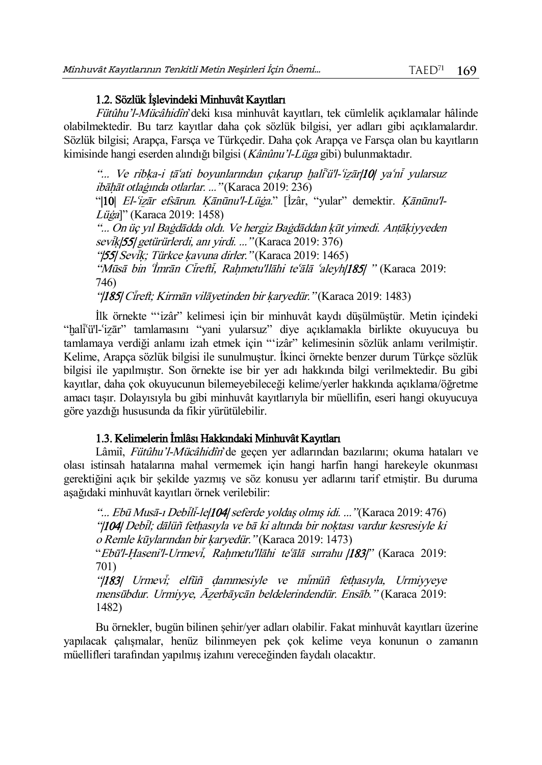### 1.2. Sözlük İşlevindeki Minhuvât Kayıtları

*Fütûhu'l-Mücâhidîn*'deki kısa minhuvât kayıtları, tek cümlelik açıklamalar hâlinde olabilmektedir. Bu tarz kayıtlar daha çok sözlük bilgisi, yer adları gibi açıklamalardır. Sözlük bilgisi; Arapça, Farsça ve Türkçedir. Daha çok Arapça ve Farsça olan bu kayıtların kimisinde hangi eserden alındığı bilgisi (*Kânûnu'l-Lüga* gibi) bulunmaktadır.

> *"... Ve ribḳa-i ṭāʿati boyunlarından çıḳarup ḫalīʿü'l-ʿiẕār***|10|** *yaʿnī yularsuz ibāḥāt otlaġında otlarlar. ..."* (Karaca 2019: 236)
>
> "**|10|** *El-ʿiẕār efsārun. Ḳānūnu'l-Lüġa.*" [İzâr, "yular" demektir. *Ḳānūnu'l-Lüġa*]" (Karaca 2019: 1458)
>
> *"... On üç yıl Baġdādda oldı. Ve hergiz Baġdāddan ḳūt yimedi. Anṭāḳiyyeden sevīḳ***|55|** *getürürlerdi, anı yirdi. ..."* (Karaca 2019: 376)
>
> *"***|55|** *Sevīḳ; Türkce ḳavuna dirler."* (Karaca 2019: 1465)
>
> *"Mūsā bin ʿİmrān Cīreftī, Raḥmetu'llāhi teʿālā ʿaleyh***|185|** *"* (Karaca 2019: 746)
>
> *"***|185|** *Cīreft; Kirmān vilāyetinden bir ḳaryedür."* (Karaca 2019: 1483)

İlk örnekte "ʿizâr" kelimesi için bir minhuvât kaydı düşülmüştür. Metin içindeki "ḫalīʿü'l-ʿiẕār" tamlamasını "yani yularsuz" diye açıklamakla birlikte okuyucuya bu tamlamaya verdiği anlamı izah etmek için "ʿizâr" kelimesinin sözlük anlamı verilmiştir. Kelime, Arapça sözlük bilgisi ile sunulmuştur. İkinci örnekte benzer durum Türkçe sözlük bilgisi ile yapılmıştır. Son örnekte ise bir yer adı hakkında bilgi verilmektedir. Bu gibi kayıtlar, daha çok okuyucunun bilemeyebileceği kelime/yerler hakkında açıklama/öğretme amacı taşır. Dolayısıyla bu gibi minhuvât kayıtlarıyla bir müellifin, eseri hangi okuyucuya göre yazdığı hususunda da fikir yürütülebilir.

### 1.3. Kelimelerin İmlâsı Hakkındaki Minhuvât Kayıtları

Lâmiî, *Fütûhu'l-Mücâhidîn*'de geçen yer adlarından bazılarını; okuma hataları ve olası istinsah hatalarına mahal vermemek için hangi harfin hangi harekeyle okunması gerektiğini açık bir şekilde yazmış ve söz konusu yer adlarını tarif etmiştir. Bu duruma aşağıdaki minhuvât kayıtları örnek verilebilir:

> *"... Ebū Musā-ı Debīlī-le***|104|** *seferde yoldaş olmış idi. ..."* (Karaca 2019: 476)
>
> *"***|104|** *Debīl; dālüñ fetḥasıyla ve bā ki altında bir noḳṭası vardur kesresiyle ki o Remle kūylarından bir ḳaryedür."* (Karaca 2019: 1473)
>
> "*Ebū'l-Ḥaseni'l-Urmevī, Raḥmetu'llāhi teʿālā sırrahu* **|183|**" (Karaca 2019: 701)
>
> *"***|183|** *Urmevī; elfüñ ḍammesiyle ve mīmüñ fetḥasıyla, Urmiyyeye mensūbdur. Urmiyye, Āẕerbāycān beldelerindendür. Ensāb."* (Karaca 2019: 1482)

Bu örnekler, bugün bilinen şehir/yer adları olabilir. Fakat minhuvât kayıtları üzerine yapılacak çalışmalar, henüz bilinmeyen pek çok kelime veya konunun o zamanın müellifleri tarafından yapılmış izahını vereceğinden faydalı olacaktır.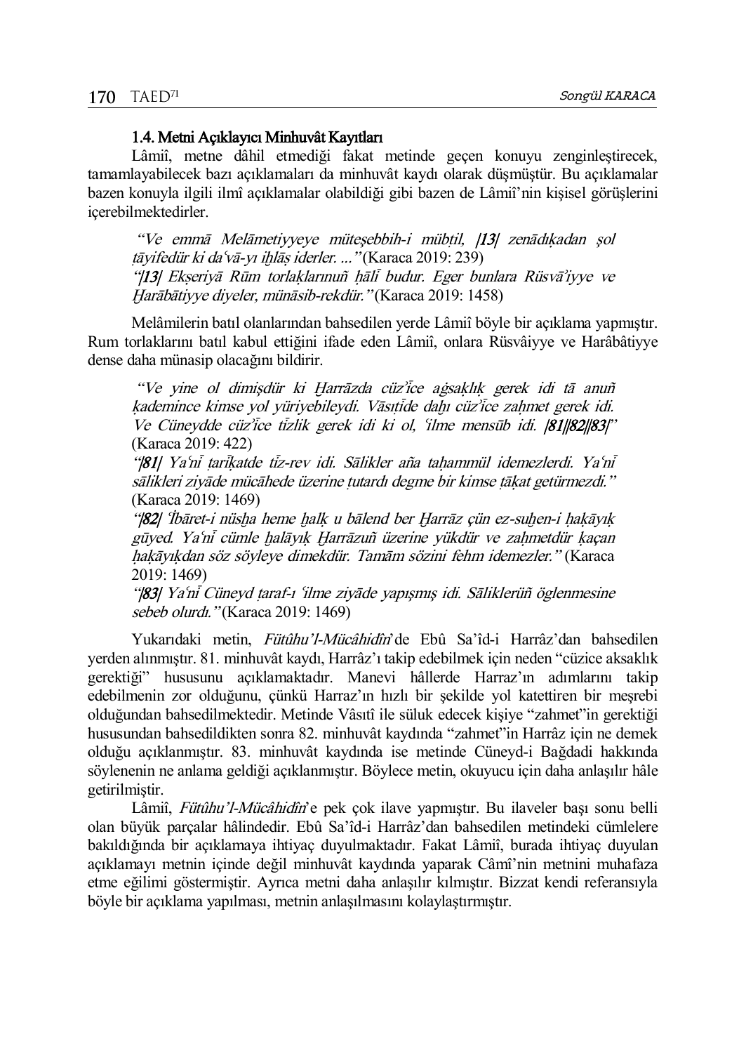### 1.4. Metni Açıklayıcı Minhuvât Kayıtları

Lâmiî, metne dâhil etmediği fakat metinde geçen konuyu zenginleştirecek, tamamlayabilecek bazı açıklamaları da minhuvât kaydı olarak düşmüştür. Bu açıklamalar bazen konuyla ilgili ilmî açıklamalar olabildiği gibi bazen de Lâmiî'nin kişisel görüşlerini içerebilmektedirler.

> *"Ve emmā Melāmetiyyeye müteşebbih-i mübṭil, /13/ zenādıḳadan şol ṭāyifedür ki daʿvā-yı iḫlāṣ iderler. ..."* (Karaca 2019: 239)
>
> *"/13/ Ekşeriyā Rūm torlaḳlarınuñ ḥāli̇ budur. Eger bunlara Rüsvā'iyye ve Ḫarābātiyye diyeler, münāsib-rekdür."* (Karaca 2019: 1458)

Melâmilerin batıl olanlarından bahsedilen yerde Lâmiî böyle bir açıklama yapmıştır. Rum torlaklarını batıl kabul ettiğini ifade eden Lâmiî, onlara Rüsvâiyye ve Harâbâtiyye dense daha münasip olacağını bildirir.

> *"Ve yine ol dimişdür ki Ḫarrāzda cüz'i̇ce aġsaḳlıḳ gerek idi tā anuñ ḳademince kimse yol yüriyebileydi. Vāsıṭi̇de daḫı cüz'i̇ce zaḥmet gerek idi. Ve Cüneydde cüz'i̇ce ti̇zlik gerek idi ki ol, ʿilme mensūb idi. /81//82//83/"* (Karaca 2019: 422)
>
> *"/81/ Yaʿni̇ ṭari̇ḳatde ti̇z-rev idi. Sālikler aña taḥammül idemezlerdi. Yaʿni̇ sālikleri ziyāde mücāhede üzerine ṭutardı degme bir kimse ṭāḳat getürmezdi."* (Karaca 2019: 1469)
>
> *"/82/ ʿİbāret-i nüsḫa heme ḫalḳ u bālend ber Ḫarrāz çün ez-suḫen-i ḥaḳāyıḳ gūyed. Yaʿni̇ cümle ḫalāyıḳ Ḫarrāzuñ üzerine yükdür ve zaḥmetdür ḳaçan ḥaḳāyıḳdan söz söyleye dimekdür. Tamām sözini fehm idemezler."* (Karaca 2019: 1469)
>
> *"/83/ Yaʿni̇ Cüneyd ṭaraf-ı ʿilme ziyāde yapışmış idi. Sāliklerüñ öglenmesine sebeb olurdı."* (Karaca 2019: 1469)

Yukarıdaki metin, *Fütûhu'l-Mücâhidîn*'de Ebû Sa'îd-i Harrâz'dan bahsedilen yerden alınmıştır. 81. minhuvât kaydı, Harrâz'ı takip edebilmek için neden "cüzice aksaklık gerektiği" hususunu açıklamaktadır. Manevi hâllerde Harraz'ın adımlarını takip edebilmenin zor olduğunu, çünkü Harraz'ın hızlı bir şekilde yol katettiren bir meşrebi olduğundan bahsedilmektedir. Metinde Vâsıtî ile süluk edecek kişiye "zahmet"in gerektiği hususundan bahsedildikten sonra 82. minhuvât kaydında "zahmet"in Harrâz için ne demek olduğu açıklanmıştır. 83. minhuvât kaydında ise metinde Cüneyd-i Bağdadi hakkında söylenenin ne anlama geldiği açıklanmıştır. Böylece metin, okuyucu için daha anlaşılır hâle getirilmiştir.

Lâmiî, *Fütûhu'l-Mücâhidîn*'e pek çok ilave yapmıştır. Bu ilaveler başı sonu belli olan büyük parçalar hâlindedir. Ebû Sa'îd-i Harrâz'dan bahsedilen metindeki cümlelere bakıldığında bir açıklamaya ihtiyaç duyulmaktadır. Fakat Lâmiî, burada ihtiyaç duyulan açıklamayı metnin içinde değil minhuvât kaydında yaparak Câmî'nin metnini muhafaza etme eğilimi göstermiştir. Ayrıca metni daha anlaşılır kılmıştır. Bizzat kendi referansıyla böyle bir açıklama yapılması, metnin anlaşılmasını kolaylaştırmıştır.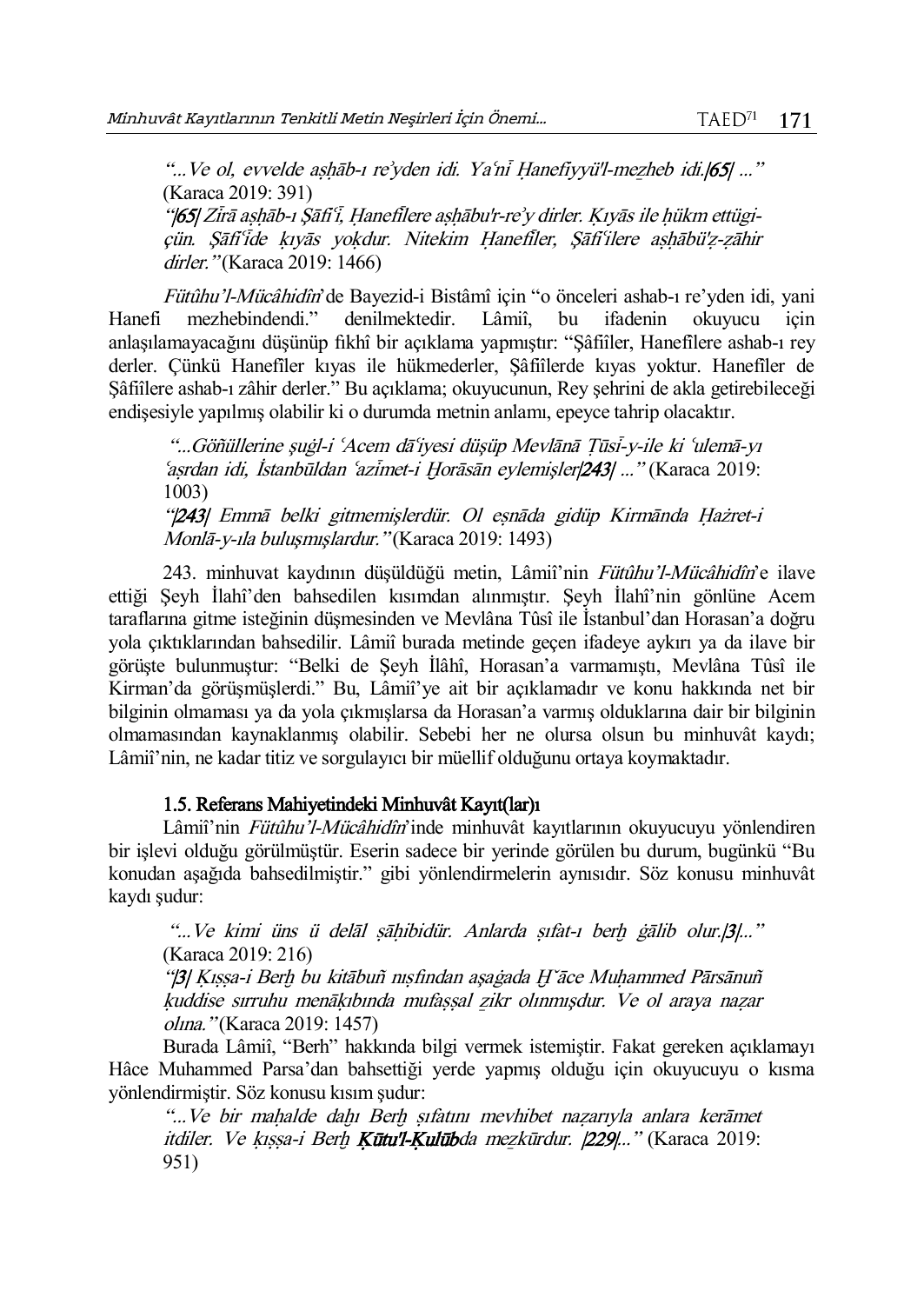*"...Ve ol, evvelde aṣḥāb-ı re'yden idi. Ya'nī Ḥanefiyyü'l-meẕheb idi.|65| ..."* (Karaca 2019: 391)

*"|65| Zīrā aṣḥāb-ı Şāfi'ī, Ḥanefīlere aṣḥābu'r-re'y dirler. Ḳıyās ile ḥükm ettügiçün. Şāfi'īde ḳıyās yoḳdur. Nitekim Ḥanefīler, Şāfi'īlere aṣḥābü'ẓ-ẓāhir dirler."* (Karaca 2019: 1466)

*Fütûhu'l-Mücâhidîn*'de Bayezid-i Bistâmî için "o önceleri ashab-ı re'yden idi, yani Hanefi mezhebindendi." denilmektedir. Lâmiî, bu ifadenin okuyucu için anlaşılamayacağını düşünüp fıkhî bir açıklama yapmıştır: "Şâfiîler, Hanefîlere ashab-ı rey derler. Çünkü Hanefîler kıyas ile hükmederler, Şâfiîlerde kıyas yoktur. Hanefîler de Şâfiîlere ashab-ı zâhir derler." Bu açıklama; okuyucunun, Rey şehrini de akla getirebileceği endişesiyle yapılmış olabilir ki o durumda metnin anlamı, epeyce tahrip olacaktır.

*"...Göñüllerine şuġl-i 'Acem dā'iyesi düşüp Mevlānā Ṭūsī-y-ile ki 'ulemā-yı 'aṣrdan idi, İstanbūldan 'azīmet-i Ḫorāsān eylemişler|243| ..."* (Karaca 2019: 1003)

*"|243| Emmā belki gitmemişlerdür. Ol eşnāda gidüp Kirmānda Ḥażret-i Monlā-y-ıla buluşmışlardur."* (Karaca 2019: 1493)

243. minhuvat kaydının düşüldüğü metin, Lâmiî'nin *Fütûhu'l-Mücâhidîn*'e ilave ettiği Şeyh İlahî'den bahsedilen kısımdan alınmıştır. Şeyh İlahî'nin gönlüne Acem taraflarına gitme isteğinin düşmesinden ve Mevlâna Tûsî ile İstanbul'dan Horasan'a doğru yola çıktıklarından bahsedilir. Lâmiî burada metinde geçen ifadeye aykırı ya da ilave bir görüşte bulunmuştur: "Belki de Şeyh İlâhî, Horasan'a varmamıştı, Mevlâna Tûsî ile Kirman'da görüşmüşlerdi." Bu, Lâmiî'ye ait bir açıklamadır ve konu hakkında net bir bilginin olmaması ya da yola çıkmışlarsa da Horasan'a varmış olduklarına dair bir bilginin olmamasından kaynaklanmış olabilir. Sebebi her ne olursa olsun bu minhuvât kaydı; Lâmiî'nin, ne kadar titiz ve sorgulayıcı bir müellif olduğunu ortaya koymaktadır.

### 1.5. Referans Mahiyetindeki Minhuvât Kayıt(lar)ı

Lâmiî'nin *Fütûhu'l-Mücâhidîn*'inde minhuvât kayıtlarının okuyucuyu yönlendiren bir işlevi olduğu görülmüştür. Eserin sadece bir yerinde görülen bu durum, bugünkü "Bu konudan aşağıda bahsedilmiştir." gibi yönlendirmelerin aynısıdır. Söz konusu minhuvât kaydı şudur:

*"...Ve kimi üns ü delāl ṣāḥibidür. Anlarda ṣıfat-ı berḫ ġālib olur.|3|..."* (Karaca 2019: 216)

*"|3| Ḳıṣṣa-i Berḫ bu kitābuñ nıṣfından aşaġada Ḫ˘āce Muḥammed Pārsānuñ ḳuddise sırruhu menāḳıbında mufaṣṣal ẕikr olınmışdur. Ve ol araya naẓar olına."* (Karaca 2019: 1457)

Burada Lâmiî, "Berh" hakkında bilgi vermek istemiştir. Fakat gereken açıklamayı Hâce Muhammed Parsa'dan bahsettiği yerde yapmış olduğu için okuyucuyu o kısma yönlendirmiştir. Söz konusu kısım şudur:

*"...Ve bir maḥalde daḫı Berḫ ṣıfatını mevhibet naẓarıyla anlara kerāmet itdiler. Ve ḳıṣṣa-i Berḫ **Ḳūtu'l-Ḳulūb**da meẕkūrdur. |229|..."* (Karaca 2019: 951)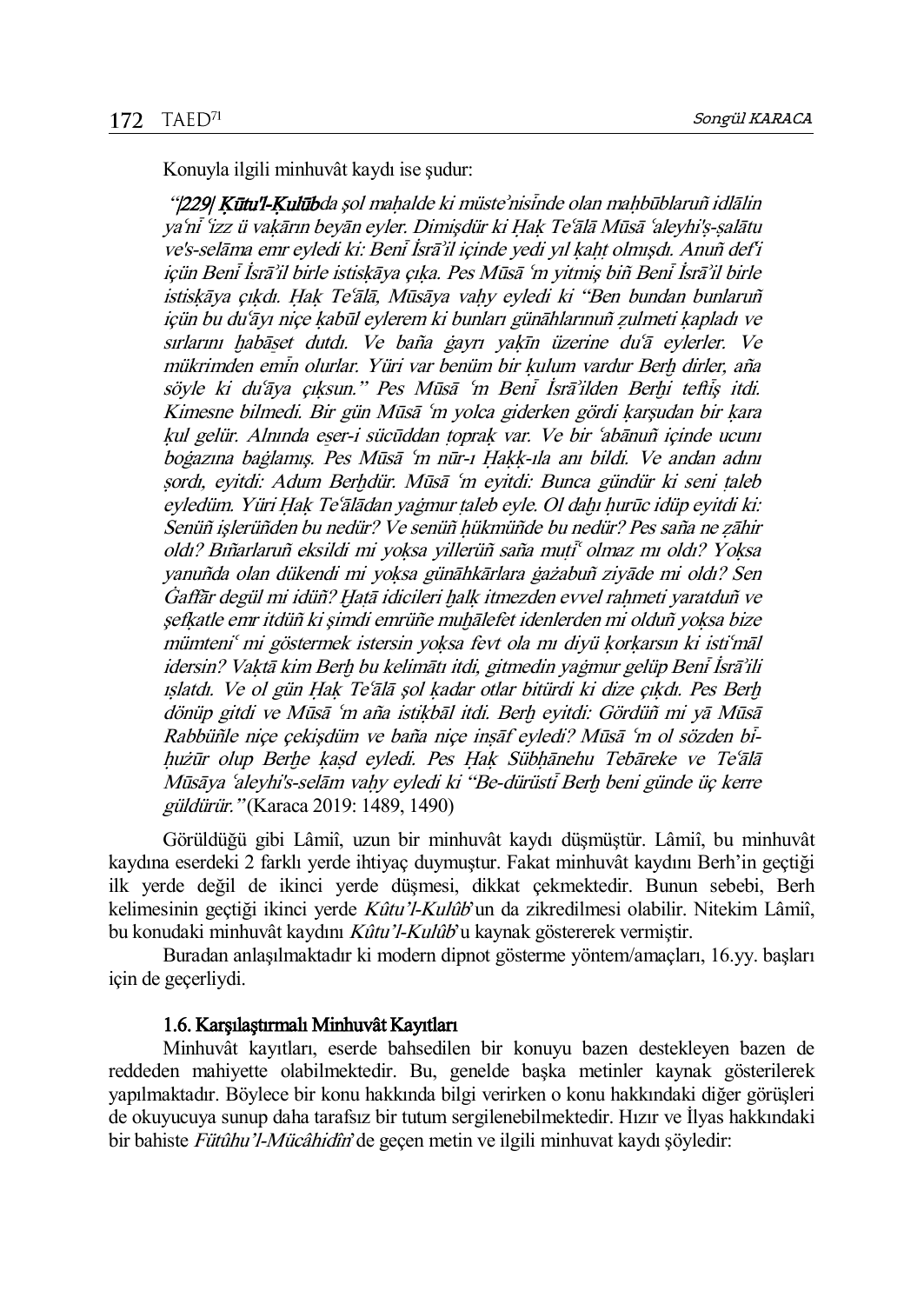Konuyla ilgili minhuvât kaydı ise şudur:

> *"/229/ **Ḳūtu'l-Ḳulūb**da şol maḥalde ki müsteʾnisīnde olan maḥbūblaruñ idlālin yaʿnī ʿizz ü vaḳārın beyān eyler. Dimişdür ki Ḥaḳ Teʿālā Mūsā ʿaleyhi'ṣ-ṣalātu ve's-selāma emr eyledi ki: Benī İsrāʾil içinde yedi yıl ḳaḥt olmışdı. Anuñ defʿi içün Benī İsrāʾil birle istisḳāya çıḳa. Pes Mūsā ʿm yitmiş biñ Benī İsrāʾil birle istisḳāya çıḳdı. Ḥaḳ Teʿālā, Mūsāya vaḥy eyledi ki "Ben bundan bunlaruñ içün bu duʿāyı niçe ḳabūl eylerem ki bunları günāhlarınuñ ẓulmeti ḳapladı ve sırlarını ḫabāṣet dutdı. Ve baña ġayrı yaḳīn üzerine duʿā eylerler. Ve mükrimden emīn olurlar. Yüri var benüm bir ḳulum vardur Berḫ dirler, aña söyle ki duʿāya çıḳsun." Pes Mūsā ʿm Benī İsrāʾilden Berḫi teftīş itdi. Kimesne bilmedi. Bir gün Mūsā ʿm yolca giderken gördi ḳarşudan bir ḳara ḳul gelür. Alnında eṣer-i sücūddan ṭopraḳ var. Ve bir ʿabānuñ içinde ucunı boġazına baġlamış. Pes Mūsā ʿm nūr-ı Ḥaḳḳ-ıla anı bildi. Ve andan adını ṣordı, eyitdi: Adum Berḫdür. Mūsā ʿm eyitdi: Bunca gündür ki seni ṭaleb eyledüm. Yüri Ḥaḳ Teʿālādan yaġmur ṭaleb eyle. Ol daḫı ḫurūc idüp eyitdi ki: Senüñ işlerüñden bu nedür? Ve senüñ ḥükmüñde bu nedür? Pes saña ne ẓāhir oldı? Bıñarlaruñ eksildi mi yoḳsa yillerüñ saña muṭīʿ olmaz mı oldı? Yoḳsa yanuñda olan dükendi mi yoḳsa günāhkārlara ġażabuñ ziyāde mi oldı? Sen Ġaffār degül mi idüñ? Ḫaṭā idicileri ḫalḳ itmezden evvel raḥmeti yaratduñ ve şefḳatle emr itdüñ ki şimdi emrüñe muḫālefet idenlerden mi olduñ yoḳsa bize mümteniʿ mi göstermek istersin yoḳsa fevt ola mı diyü ḳorḳarsın ki istiʿmāl idersin? Vaḳtā kim Berḫ bu kelimātı itdi, gitmedin yaġmur gelüp Benī İsrāʾili ıṣlatdı. Ve ol gün Ḥaḳ Teʿālā şol ḳadar otlar bitürdi ki dize çıḳdı. Pes Berḫ dönüp gitdi ve Mūsā ʿm aña istiḳbāl itdi. Berḫ eyitdi: Gördüñ mi yā Mūsā Rabbüñle niçe çekişdüm ve baña niçe inṣāf eyledi? Mūsā ʿm ol sözden bī-ḥużūr olup Berḫe ḳaṣd eyledi. Pes Ḥaḳ Sübḥānehu Tebāreke ve Teʿālā Mūsāya ʿaleyhi's-selām vaḥy eyledi ki "Be-dürüstī Berḫ beni günde üç kerre güldürür."* (Karaca 2019: 1489, 1490)

Görüldüğü gibi Lâmiî, uzun bir minhuvât kaydı düşmüştür. Lâmiî, bu minhuvât kaydına eserdeki 2 farklı yerde ihtiyaç duymuştur. Fakat minhuvât kaydını Berh'in geçtiği ilk yerde değil de ikinci yerde düşmesi, dikkat çekmektedir. Bunun sebebi, Berh kelimesinin geçtiği ikinci yerde *Kûtu'l-Kulûb*'un da zikredilmesi olabilir. Nitekim Lâmiî, bu konudaki minhuvât kaydını *Kûtu'l-Kulûb*'u kaynak göstererek vermiştir.

Buradan anlaşılmaktadır ki modern dipnot gösterme yöntem/amaçları, 16.yy. başları için de geçerliydi.

### 1.6. Karşılaştırmalı Minhuvât Kayıtları

Minhuvât kayıtları, eserde bahsedilen bir konuyu bazen destekleyen bazen de reddeden mahiyette olabilmektedir. Bu, genelde başka metinler kaynak gösterilerek yapılmaktadır. Böylece bir konu hakkında bilgi verirken o konu hakkındaki diğer görüşleri de okuyucuya sunup daha tarafsız bir tutum sergilenebilmektedir. Hızır ve İlyas hakkındaki bir bahiste *Fütûhu'l-Mücâhidîn*'de geçen metin ve ilgili minhuvat kaydı şöyledir: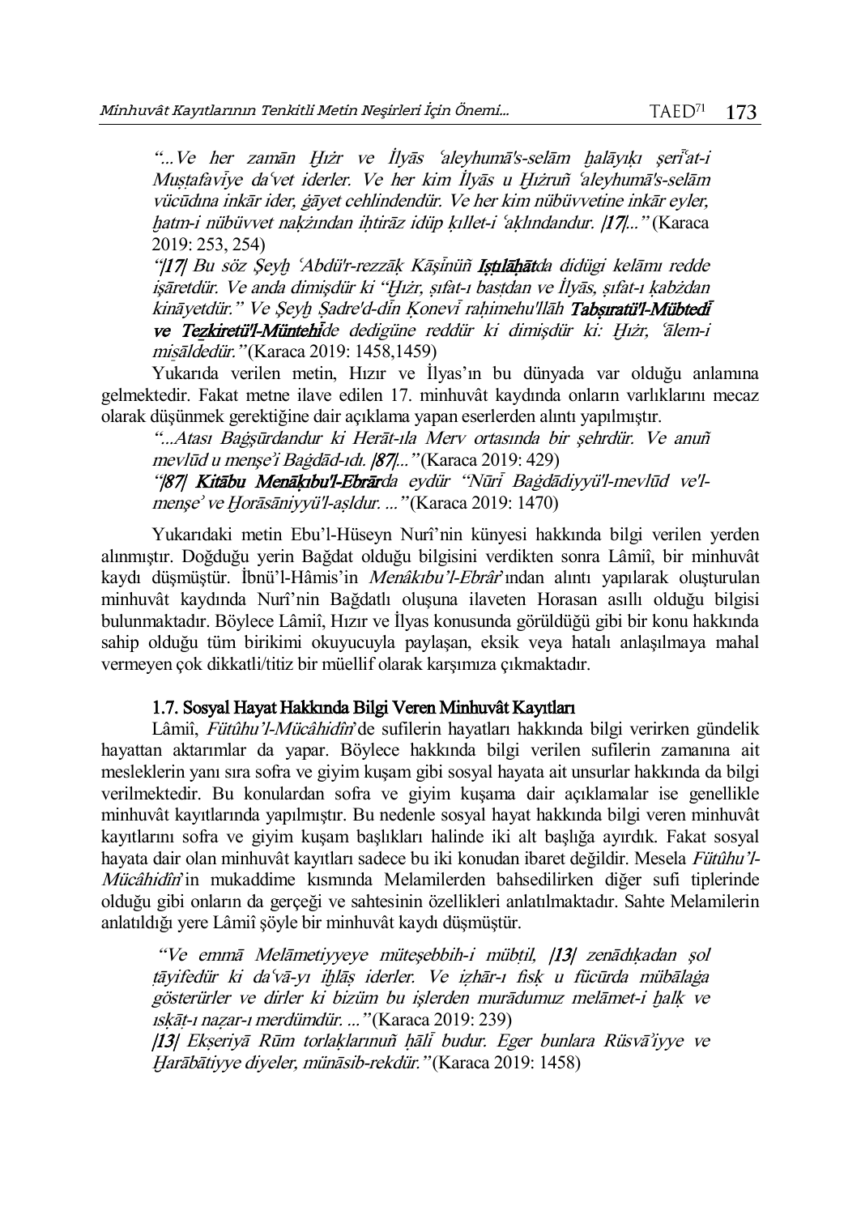> *"...Ve her zamān Ḫıżr ve İlyās ʿaleyhumā's-selām ḫalāyıḳı şerīʿat-i Muṣṭafavīye daʿvet iderler. Ve her kim İlyās u Ḫıżruñ ʿaleyhumā's-selām vücūdına inkār ider, ġāyet cehlindendür. Ve her kim nübüvvetine inkār eyler, ḫatm-i nübüvvet naḳżından iḥtirāz idüp ḳıllet-i ʿaḳlındandur. |**17**|..."* (Karaca 2019: 253, 254)
>
> *"|**17**| Bu söz Şeyḫ ʿAbdü'r-rezzāḳ Kāşīnüñ **Iṣṭılāḥāt**da didügi kelāmı redde işāretdür. Ve anda dimişdür ki "Ḫıżr, ṣıfāt-ı basṭdan ve İlyās, ṣıfāt-ı ḳabżdan kināyetdür." Ve Şeyḫ Ṣadre'd-dīn Ḳonevī raḥimehu'llāh **Tabṣıratü'l-Mübtedī ve Tezkiretü'l-Müntehī**de dedigüne reddür ki dimişdür ki: Ḫıżr, ʿālem-i miṡāldedür."* (Karaca 2019: 1458,1459)

Yukarıda verilen metin, Hızır ve İlyas'ın bu dünyada var olduğu anlamına gelmektedir. Fakat metne ilave edilen 17. minhuvât kaydında onların varlıklarını mecaz olarak düşünmek gerektiğine dair açıklama yapan eserlerden alıntı yapılmıştır.

> *"...Atası Baġşūrdandur ki Herāt-ıla Merv ortasında bir şehrdür. Ve anuñ mevlūd u menşeʾi Baġdād-ıdı. |**87**|..."* (Karaca 2019: 429)
>
> *"|**87**| **Kitābu Menāḳıbu'l-Ebrār**da eydür "Nūrī Baġdādiyyü'l-mevlūd ve'l-menşeʾ ve Ḫorāsāniyyü'l-aṣldur. ..."* (Karaca 2019: 1470)

Yukarıdaki metin Ebu'l-Hüseyn Nurî'nin künyesi hakkında bilgi verilen yerden alınmıştır. Doğduğu yerin Bağdat olduğu bilgisini verdikten sonra Lâmiî, bir minhuvât kaydı düşmüştür. İbnü'l-Hâmis'in *Menâkıbu'l-Ebrâr*'ından alıntı yapılarak oluşturulan minhuvât kaydında Nurî'nin Bağdatlı oluşuna ilaveten Horasan asıllı olduğu bilgisi bulunmaktadır. Böylece Lâmiî, Hızır ve İlyas konusunda görüldüğü gibi bir konu hakkında sahip olduğu tüm birikimi okuyucuyla paylaşan, eksik veya hatalı anlaşılmaya mahal vermeyen çok dikkatli/titiz bir müellif olarak karşımıza çıkmaktadır.

### 1.7. Sosyal Hayat Hakkında Bilgi Veren Minhuvât Kayıtları

Lâmiî, *Fütûhu'l-Mücâhidîn*'de sufilerin hayatları hakkında bilgi verirken gündelik hayattan aktarımlar da yapar. Böylece hakkında bilgi verilen sufilerin zamanına ait mesleklerin yanı sıra sofra ve giyim kuşam gibi sosyal hayata ait unsurlar hakkında da bilgi verilmektedir. Bu konulardan sofra ve giyim kuşama dair açıklamalar ise genellikle minhuvât kayıtlarında yapılmıştır. Bu nedenle sosyal hayat hakkında bilgi veren minhuvât kayıtlarını sofra ve giyim kuşam başlıkları halinde iki alt başlığa ayırdık. Fakat sosyal hayata dair olan minhuvât kayıtları sadece bu iki konudan ibaret değildir. Mesela *Fütûhu'l-Mücâhidîn*'in mukaddime kısmında Melamilerden bahsedilirken diğer sufi tiplerinde olduğu gibi onların da gerçeği ve sahtesinin özellikleri anlatılmaktadır. Sahte Melamilerin anlatıldığı yere Lâmiî şöyle bir minhuvât kaydı düşmüştür.

> *"Ve emmā Melāmetiyyeye müteşebbih-i mübṭil, |**13**| zenādıḳadan şol ṭāyifedür ki daʿvā-yı iḫlāṣ iderler. Ve iẓhār-ı fisḳ u fücūrda mübālaġa gösterürler ve dirler ki bizüm bu işlerden murādumuz melāmet-i ḫalḳ ve ısḳāṭ-ı naẓar-ı merdümdür. ..."* (Karaca 2019: 239)
>
> *|**13**| Ekṡeriyā Rūm torlaḳlarınuñ ḥālī budur. Eger bunlara Rüsvāʾiyye ve Ḫarābātiyye diyeler, münāsib-rekdür."* (Karaca 2019: 1458)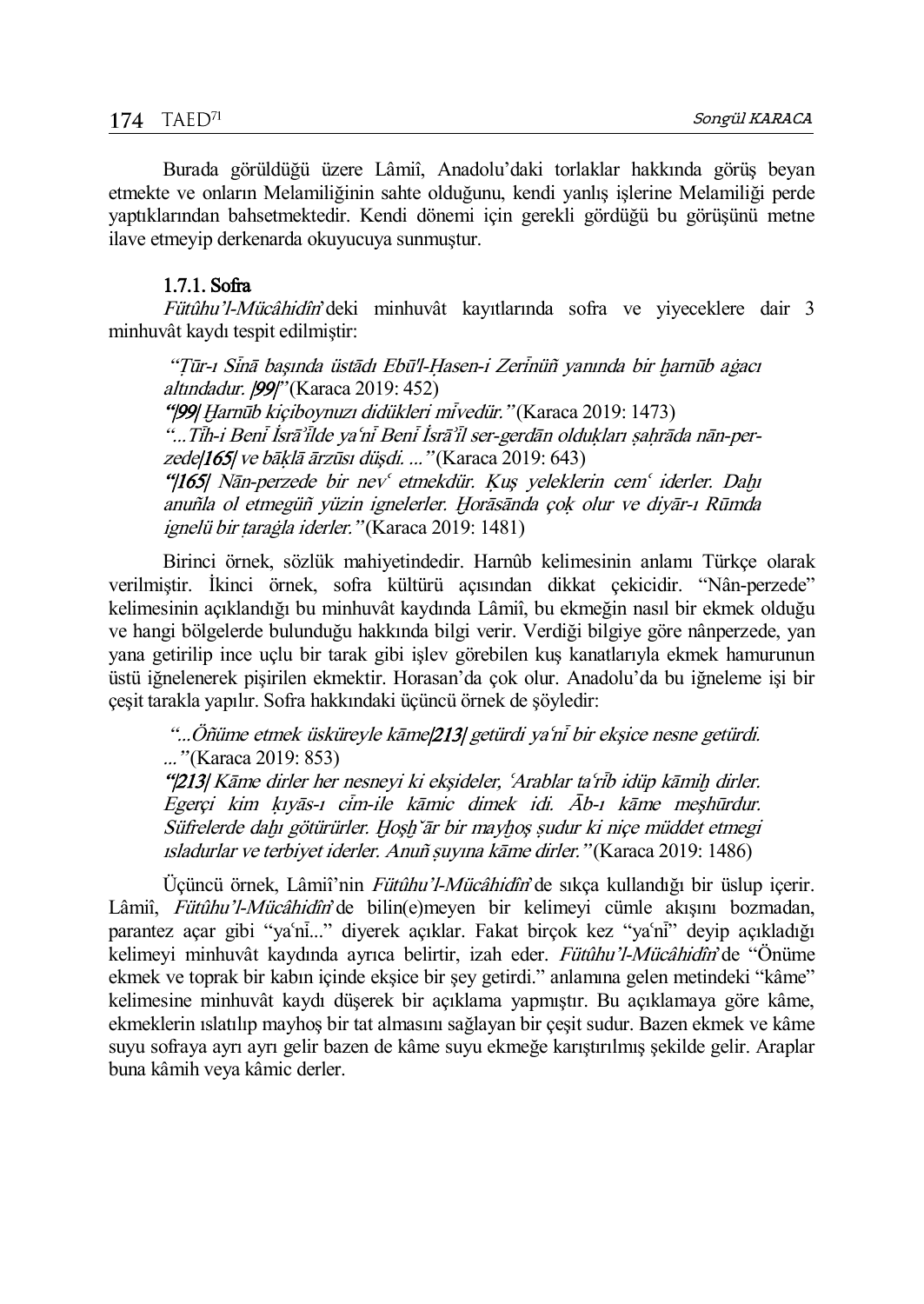Burada görüldüğü üzere Lâmiî, Anadolu'daki torlaklar hakkında görüş beyan etmekte ve onların Melamiliğinin sahte olduğunu, kendi yanlış işlerine Melamiliği perde yaptıklarından bahsetmektedir. Kendi dönemi için gerekli gördüğü bu görüşünü metne ilave etmeyip derkenarda okuyucuya sunmuştur.

### 1.7.1. Sofra

*Fütûhu'l-Mücâhidîn*'deki minhuvât kayıtlarında sofra ve yiyeceklere dair 3 minhuvât kaydı tespit edilmiştir:

> *"Ṭūr-ı Sīnā başında üstādı Ebū'l-Ḥasen-i Zerīnüñ yanında bir ḫarnūb aġacı altındadur. /99/"* (Karaca 2019: 452)
>
> ***"/99/** Ḫarnūb kiçiboynuzı didükleri mīvedür."* (Karaca 2019: 1473)
>
> *"...Tīh-i Benī İsrā'īlde yaʿnī Benī İsrā'īl ser-gerdān olduḳları ṣaḥrāda nān-perzede**/165/** ve bāḳlā ārzūsı düşdi. ..."* (Karaca 2019: 643)
>
> ***"/165/** Nān-perzede bir nevʿ etmekdür. Ḳuş yeleklerin cemʿ iderler. Daḫı anuñla ol etmegüñ yüzin ignelerler. Ḫorāsānda çoḳ olur ve diyār-ı Rūmda ignelü bir ṭaraġla iderler."* (Karaca 2019: 1481)

Birinci örnek, sözlük mahiyetindedir. Harnûb kelimesinin anlamı Türkçe olarak verilmiştir. İkinci örnek, sofra kültürü açısından dikkat çekicidir. "Nân-perzede" kelimesinin açıklandığı bu minhuvât kaydında Lâmiî, bu ekmeğin nasıl bir ekmek olduğu ve hangi bölgelerde bulunduğu hakkında bilgi verir. Verdiği bilgiye göre nânperzede, yan yana getirilip ince uçlu bir tarak gibi işlev görebilen kuş kanatlarıyla ekmek hamurunun üstü iğnelenerek pişirilen ekmektir. Horasan'da çok olur. Anadolu'da bu iğneleme işi bir çeşit tarakla yapılır. Sofra hakkındaki üçüncü örnek de şöyledir:

> *"...Öñüme etmek üsküreyle kāme**/213/** getürdi yaʿnī bir ekşice nesne getürdi. ..."* (Karaca 2019: 853)
>
> ***"/213/** Kāme dirler her nesneyi ki ekşideler, ʿArablar taʿrīb idüp kāmiḫ dirler. Egerçi kim ḳıyās-ı cīm-ile kāmic dimek idi. Āb-ı kāme meşhūrdur. Süfrelerde daḫı götürürler. Ḫoşḫ̆ār bir mayḫoş ṣudur ki niçe müddet etmegi ısladurlar ve terbiyet iderler. Anuñ ṣuyına kāme dirler."* (Karaca 2019: 1486)

Üçüncü örnek, Lâmiî'nin *Fütûhu'l-Mücâhidîn*'de sıkça kullandığı bir üslup içerir. Lâmiî, *Fütûhu'l-Mücâhidîn*'de bilin(e)meyen bir kelimeyi cümle akışını bozmadan, parantez açar gibi "yaʿnī..." diyerek açıklar. Fakat birçok kez "yaʿnī" deyip açıkladığı kelimeyi minhuvât kaydında ayrıca belirtir, izah eder. *Fütûhu'l-Mücâhidîn*'de "Önüme ekmek ve toprak bir kabın içinde ekşice bir şey getirdi." anlamına gelen metindeki "kâme" kelimesine minhuvât kaydı düşerek bir açıklama yapmıştır. Bu açıklamaya göre kâme, ekmeklerin ıslatılıp mayhoş bir tat almasını sağlayan bir çeşit sudur. Bazen ekmek ve kâme suyu sofraya ayrı ayrı gelir bazen de kâme suyu ekmeğe karıştırılmış şekilde gelir. Araplar buna kâmih veya kâmic derler.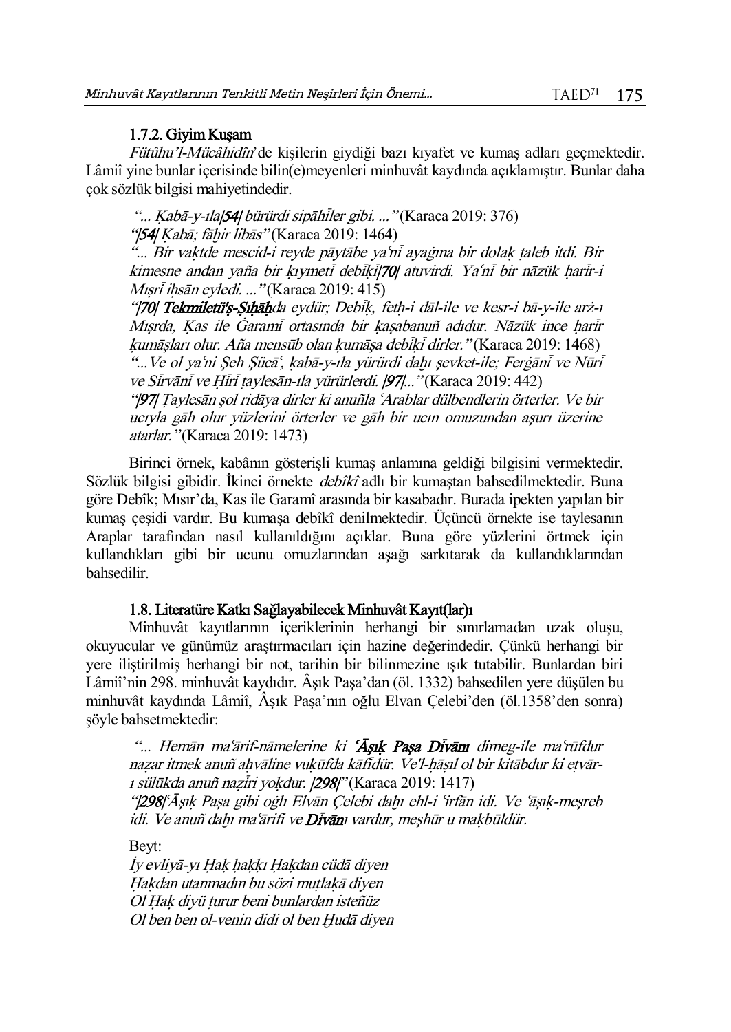### 1.7.2. Giyim Kuşam

*Fütûhu'l-Mücâhidîn*'de kişilerin giydiği bazı kıyafet ve kumaş adları geçmektedir. Lâmiî yine bunlar içerisinde bilin(e)meyenleri minhuvât kaydında açıklamıştır. Bunlar daha çok sözlük bilgisi mahiyetindedir.

> *"... Ḳabā-y-ıla/54/ bürürdi sipāhīler gibi. ..."* (Karaca 2019: 376)
>
> *"/54/ Ḳabā; fāḫir libās"* (Karaca 2019: 1464)
>
> *"... Bir vaḳtde mescid-i reyde pāytābe yaʿnī ayağına bir dolaḳ ṭaleb itdi. Bir kimesne andan yaña bir ḳıymetī debīḳī/70/ atuvirdi. Yaʿnī bir nāzük ḥarīr-i Mıṣrī iḥsān eyledi. ..."* (Karaca 2019: 415)
>
> *"/70/ **Tekmiletü's-Ṣıḥāḥ**da eydür; Debīḳ, fetḥ-i dāl-ile ve kesr-i bā-y-ile arż-ı Mıṣrda, Ḳas ile Ġaramī ortasında bir ḳaṣabanuñ adıdur. Nāzük ince ḥarīr ḳumāşları olur. Aña mensūb olan ḳumāşa debīḳī dirler."* (Karaca 2019: 1468)
>
> *"...Ve ol yaʿni Şeh Şücāʿ, ḳabā-y-ıla yürürdi daḫı şevket-ile; Ferġānī ve Nūrī ve Sīrvānī ve Ḥīrī ṭaylesān-ıla yürürlerdi. /97/..."* (Karaca 2019: 442)
>
> *"/97/ Ṭaylesān şol ridāya dirler ki anuñla ʿArablar dülbendlerin örterler. Ve bir ucıyla gāh olur yüzlerini örterler ve gāh bir ucın omuzundan aşurı üzerine atarlar."* (Karaca 2019: 1473)

Birinci örnek, kabânın gösterişli kumaş anlamına geldiği bilgisini vermektedir. Sözlük bilgisi gibidir. İkinci örnekte *debîkî* adlı bir kumaştan bahsedilmektedir. Buna göre Debîk; Mısır'da, Kas ile Garamî arasında bir kasabadır. Burada ipekten yapılan bir kumaş çeşidi vardır. Bu kumaşa debîkî denilmektedir. Üçüncü örnekte ise taylesanın Araplar tarafından nasıl kullanıldığını açıklar. Buna göre yüzlerini örtmek için kullandıkları gibi bir ucunu omuzlarından aşağı sarkıtarak da kullandıklarından bahsedilir.

### 1.8. Literatüre Katkı Sağlayabilecek Minhuvât Kayıt(lar)ı

Minhuvât kayıtlarının içeriklerinin herhangi bir sınırlamadan uzak oluşu, okuyucular ve günümüz araştırmacıları için hazine değerindedir. Çünkü herhangi bir yere iliştirilmiş herhangi bir not, tarihin bir bilinmezine ışık tutabilir. Bunlardan biri Lâmiî'nin 298. minhuvât kaydıdır. Âşık Paşa'dan (öl. 1332) bahsedilen yere düşülen bu minhuvât kaydında Lâmiî, Âşık Paşa'nın oğlu Elvan Çelebi'den (öl.1358'den sonra) şöyle bahsetmektedir:

> *"... Hemān maʿārif-nāmelerine ki **ʿĀşıḳ Paşa Dīvānı** dimeg-ile maʿrūfdur naẓar itmek anuñ aḥvāline vuḳūfda kāfīdür. Ve'l-ḥāṣıl ol bir kitābdur ki eṭvār-ı sülūkda anuñ naẓīri yoḳdur. /298/"* (Karaca 2019: 1417)
>
> *"/298/ʿĀşıḳ Paşa gibi oġlı Elvān Çelebi daḫı ehl-i ʿirfān idi. Ve ʿāşıḳ-meşreb idi. Ve anuñ daḫı maʿārifi ve **Dīvān**ı vardur, meşhūr u maḳbūldür.*
>
> Beyt:
>
> *İy evliyā-yı Ḥaḳ ḥaḳḳı Ḥaḳdan cüdā diyen*
> *Ḥaḳdan utanmadın bu sözi muṭlaḳā diyen*
> *Ol Ḥaḳ diyü ṭurur beni bunlardan isteñüz*
> *Ol ben ben ol-venin didi ol ben Ḫudā diyen*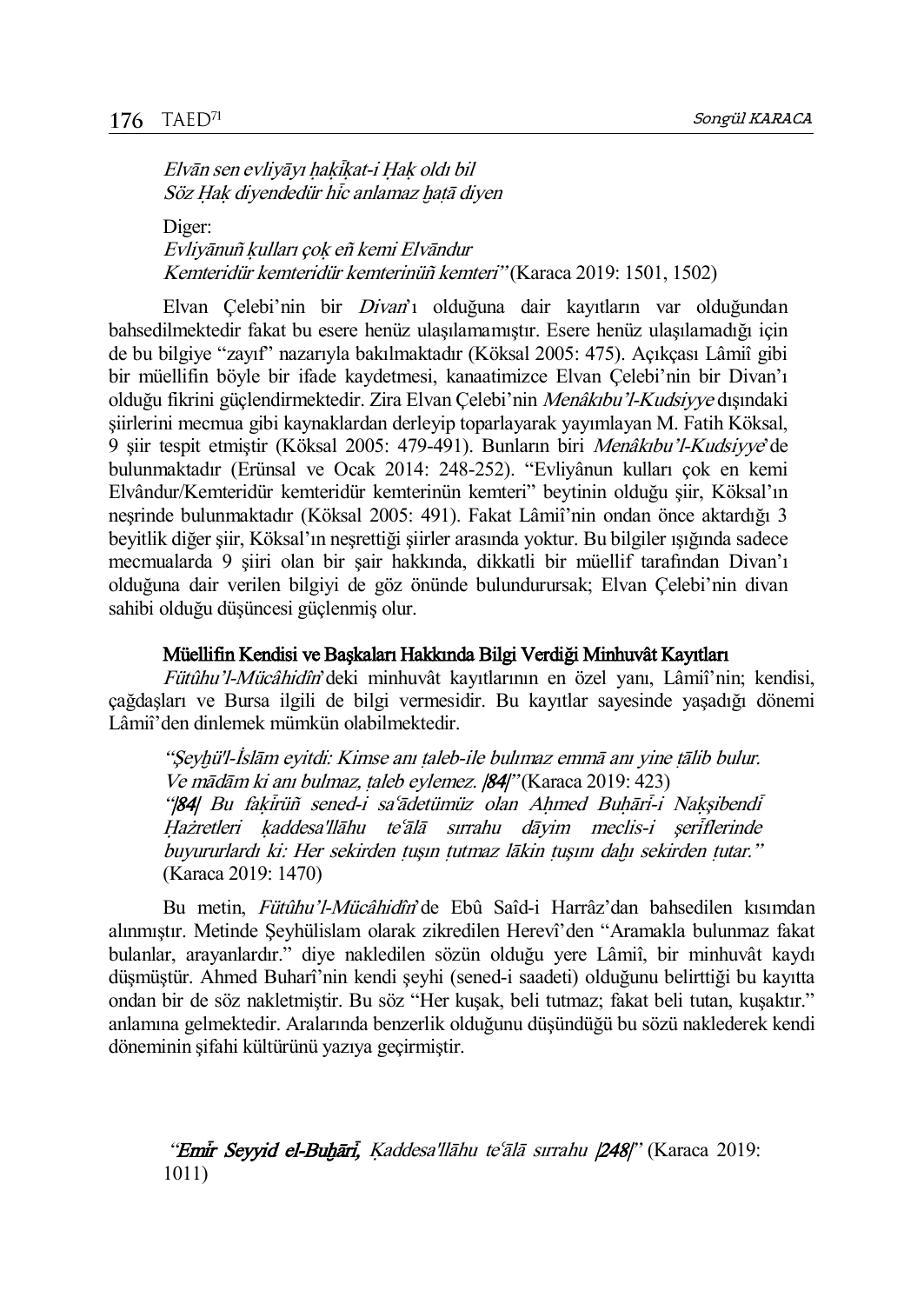*Elvān sen evliyāyı ḥaḳīḳat-i Ḥaḳ oldı bil*
*Söz Ḥaḳ diyendedür hīc anlamaz ḫaṭā diyen*

Diger:
*Evliyānuñ ḳulları çoḳ eñ kemi Elvāndur*
*Kemteridür kemteridür kemterinüñ kemteri"* (Karaca 2019: 1501, 1502)

Elvan Çelebi'nin bir *Divan*'ı olduğuna dair kayıtların var olduğundan bahsedilmektedir fakat bu esere henüz ulaşılamamıştır. Esere henüz ulaşılamadığı için de bu bilgiye "zayıf" nazarıyla bakılmaktadır (Köksal 2005: 475). Açıkçası Lâmiî gibi bir müellifin böyle bir ifade kaydetmesi, kanaatimizce Elvan Çelebi'nin bir Divan'ı olduğu fikrini güçlendirmektedir. Zira Elvan Çelebi'nin *Menâkıbu'l-Kudsiyye* dışındaki şiirlerini mecmua gibi kaynaklardan derleyip toparlayarak yayımlayan M. Fatih Köksal, 9 şiir tespit etmiştir (Köksal 2005: 479-491). Bunların biri *Menâkıbu'l-Kudsiyye*'de bulunmaktadır (Erünsal ve Ocak 2014: 248-252). "Evliyânun kulları çok en kemi Elvândur/Kemteridür kemteridür kemterinün kemteri" beytinin olduğu şiir, Köksal'ın neşrinde bulunmaktadır (Köksal 2005: 491). Fakat Lâmiî'nin ondan önce aktardığı 3 beyitlik diğer şiir, Köksal'ın neşrettiği şiirler arasında yoktur. Bu bilgiler ışığında sadece mecmualarda 9 şiiri olan bir şair hakkında, dikkatli bir müellif tarafından Divan'ı olduğuna dair verilen bilgiyi de göz önünde bulundurursak; Elvan Çelebi'nin divan sahibi olduğu düşüncesi güçlenmiş olur.

### Müellifin Kendisi ve Başkaları Hakkında Bilgi Verdiği Minhuvât Kayıtları

*Fütûhu'l-Mücâhidîn*'deki minhuvât kayıtlarının en özel yanı, Lâmiî'nin; kendisi, çağdaşları ve Bursa ilgili de bilgi vermesidir. Bu kayıtlar sayesinde yaşadığı dönemi Lâmiî'den dinlemek mümkün olabilmektedir.

*"Şeyḫü'l-İslām eyitdi: Kimse anı ṭaleb-ile bulımaz emmā anı yine ṭālib bulur. Ve mādām ki anı bulmaz, ṭaleb eylemez. |**84**|"* (Karaca 2019: 423)
*"|**84**| Bu faḳīrüñ sened-i sa'ādetümüz olan Aḥmed Buḫārī-i Naḳşibendī Ḥażretleri ḳaddesa'llāhu te'ālā sırrahu dāyim meclis-i şerīflerinde buyururlardı ki: Her sekirden ṭuşın ṭutmaz lākin ṭuşını daḫı sekirden ṭutar."* (Karaca 2019: 1470)

Bu metin, *Fütûhu'l-Mücâhidîn*'de Ebû Saîd-i Harrâz'dan bahsedilen kısımdan alınmıştır. Metinde Şeyhülislam olarak zikredilen Herevî'den "Aramakla bulunmaz fakat bulanlar, arayanlardır." diye nakledilen sözün olduğu yere Lâmiî, bir minhuvât kaydı düşmüştür. Ahmed Buharî'nin kendi şeyhi (sened-i saadeti) olduğunu belirttiği bu kayıtta ondan bir de söz nakletmiştir. Bu söz "Her kuşak, beli tutmaz; fakat beli tutan, kuşaktır." anlamına gelmektedir. Aralarında benzerlik olduğunu düşündüğü bu sözü naklederek kendi döneminin şifahi kültürünü yazıya geçirmiştir.

*"**Emīr Seyyid el-Buḫārī**, Ḳaddesa'llāhu te'ālā sırrahu |**248**|"* (Karaca 2019: 1011)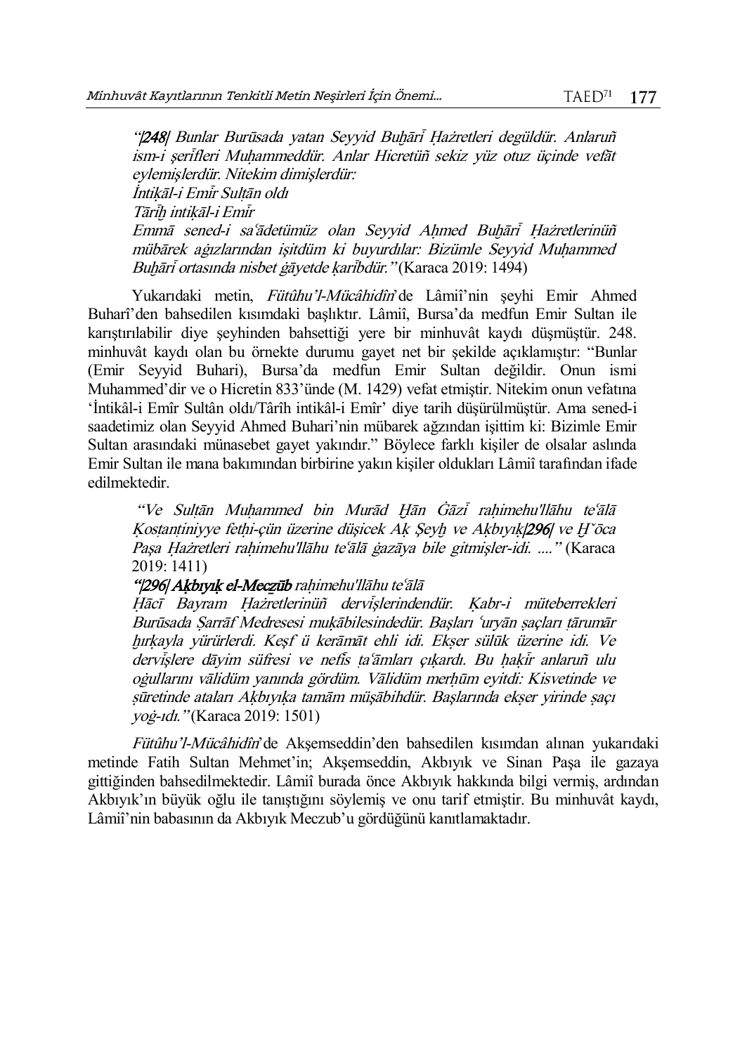> *"[248] Bunlar Burūsada yatan Seyyid Buḫārī Ḥażretleri degüldür. Anlaruñ ism-i şerīfleri Muḥammeddür. Anlar Hicretüñ sekiz yüz otuz üçinde vefāt eylemişlerdür. Nitekim dimişlerdür:*
> *İntiḳāl-i Emīr Sulṭān oldı*
> *Tārīḫ intiḳāl-i Emīr*
> *Emmā sened-i saʿādetümüz olan Seyyid Aḥmed Buḫārī Ḥażretlerinüñ mübārek ağızlarından işitdüm ki buyurdılar: Bizümle Seyyid Muḥammed Buḫārī ortasında nisbet ġāyetde ḳarībdür."* (Karaca 2019: 1494)

Yukarıdaki metin, *Fütûhu'l-Mücâhidîn*'de Lâmiî'nin şeyhi Emir Ahmed Buharî'den bahsedilen kısımdaki başlıktır. Lâmiî, Bursa'da medfun Emir Sultan ile karıştırılabilir diye şeyhinden bahsettiği yere bir minhuvât kaydı düşmüştür. 248. minhuvât kaydı olan bu örnekte durumu gayet net bir şekilde açıklamıştır: "Bunlar (Emir Seyyid Buhari), Bursa'da medfun Emir Sultan değildir. Onun ismi Muhammed'dir ve o Hicretin 833'ünde (M. 1429) vefat etmiştir. Nitekim onun vefatına 'İntikâl-i Emîr Sultân oldı/Târîh intikâl-i Emîr' diye tarih düşürülmüştür. Ama sened-i saadetimiz olan Seyyid Ahmed Buhari'nin mübarek ağzından işittim ki: Bizimle Emir Sultan arasındaki münasebet gayet yakındır." Böylece farklı kişiler de olsalar aslında Emir Sultan ile mana bakımından birbirine yakın kişiler oldukları Lâmiî tarafından ifade edilmektedir.

> *"Ve Sulṭān Muḥammed bin Murād Ḫān Ġāzī raḥimehu'llāhu teʿālā Ḳosṭanṭiniyye fetḥi-çün üzerine düşicek Aḳ Şeyḫ ve Aḳbıyıḳ[296] ve Ḫ˘oca Paşa Ḥażretleri raḥimehu'llāhu teʿālā ġazāya bile gitmişler-idi. ...."* (Karaca 2019: 1411)
>
> *"[296] **Aḳbıyıḳ el-Meczūb** raḥimehu'llāhu teʿālā*
> *Ḥācī Bayram Ḥażretlerinüñ dervīşlerindendür. Ḳabr-i müteberrekleri Burūsada Ṣarrāf Medresesi muḳābilesindedür. Başları ʿuryān ṣaçları ṭārumār ḫırḳayla yürürlerdi. Keşf ü kerāmāt ehli idi. Ekşer sülūk üzerine idi. Ve dervīşlere dāyim süfresi ve nefīs ṭaʿāmları çıḳardı. Bu ḥaḳīr anlaruñ ulu oğullarını vālidüm yanında gördüm. Vālidüm merḥūm eyitdi: Kisvetinde ve ṣūretinde ataları Aḳbıyıḳa tamām müşābihdür. Başlarında ekşer yirinde ṣaçı yoġ-ıdı."* (Karaca 2019: 1501)

*Fütûhu'l-Mücâhidîn*'de Akşemseddin'den bahsedilen kısımdan alınan yukarıdaki metinde Fatih Sultan Mehmet'in; Akşemseddin, Akbıyık ve Sinan Paşa ile gazaya gittiğinden bahsedilmektedir. Lâmiî burada önce Akbıyık hakkında bilgi vermiş, ardından Akbıyık'ın büyük oğlu ile tanıştığını söylemiş ve onu tarif etmiştir. Bu minhuvât kaydı, Lâmiî'nin babasının da Akbıyık Meczub'u gördüğünü kanıtlamaktadır.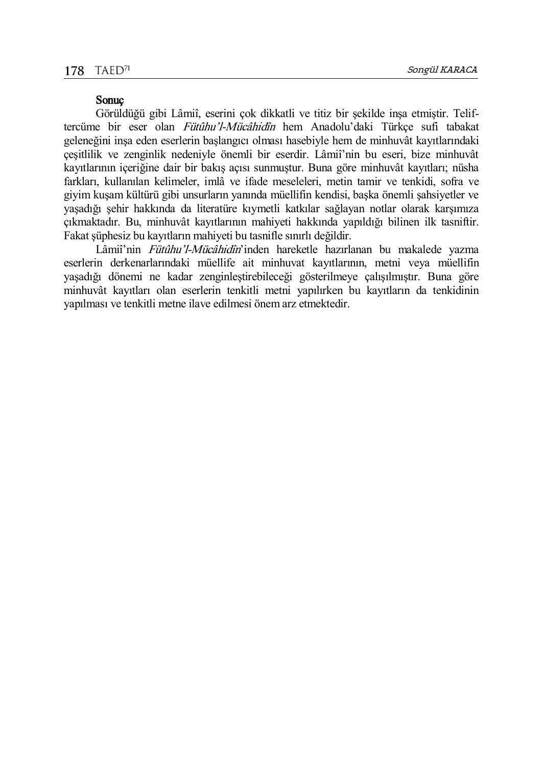## Sonuç

Görüldüğü gibi Lâmiî, eserini çok dikkatli ve titiz bir şekilde inşa etmiştir. Telif-tercüme bir eser olan *Fütûhu'l-Mücâhidîn* hem Anadolu'daki Türkçe sufi tabakat geleneğini inşa eden eserlerin başlangıcı olması hasebiyle hem de minhuvât kayıtlarındaki çeşitlilik ve zenginlik nedeniyle önemli bir eserdir. Lâmiî'nin bu eseri, bize minhuvât kayıtlarının içeriğine dair bir bakış açısı sunmuştur. Buna göre minhuvât kayıtları; nüsha farkları, kullanılan kelimeler, imlâ ve ifade meseleleri, metin tamir ve tenkidi, sofra ve giyim kuşam kültürü gibi unsurların yanında müellifin kendisi, başka önemli şahsiyetler ve yaşadığı şehir hakkında da literatüre kıymetli katkılar sağlayan notlar olarak karşımıza çıkmaktadır. Bu, minhuvât kayıtlarının mahiyeti hakkında yapıldığı bilinen ilk tasniftir. Fakat şüphesiz bu kayıtların mahiyeti bu tasnifle sınırlı değildir.

Lâmiî'nin *Fütûhu'l-Mücâhidîn*'inden hareketle hazırlanan bu makalede yazma eserlerin derkenarlarındaki müellife ait minhuvat kayıtlarının, metni veya müellifin yaşadığı dönemi ne kadar zenginleştirebileceği gösterilmeye çalışılmıştır. Buna göre minhuvât kayıtları olan eserlerin tenkitli metni yapılırken bu kayıtların da tenkidinin yapılması ve tenkitli metne ilave edilmesi önem arz etmektedir.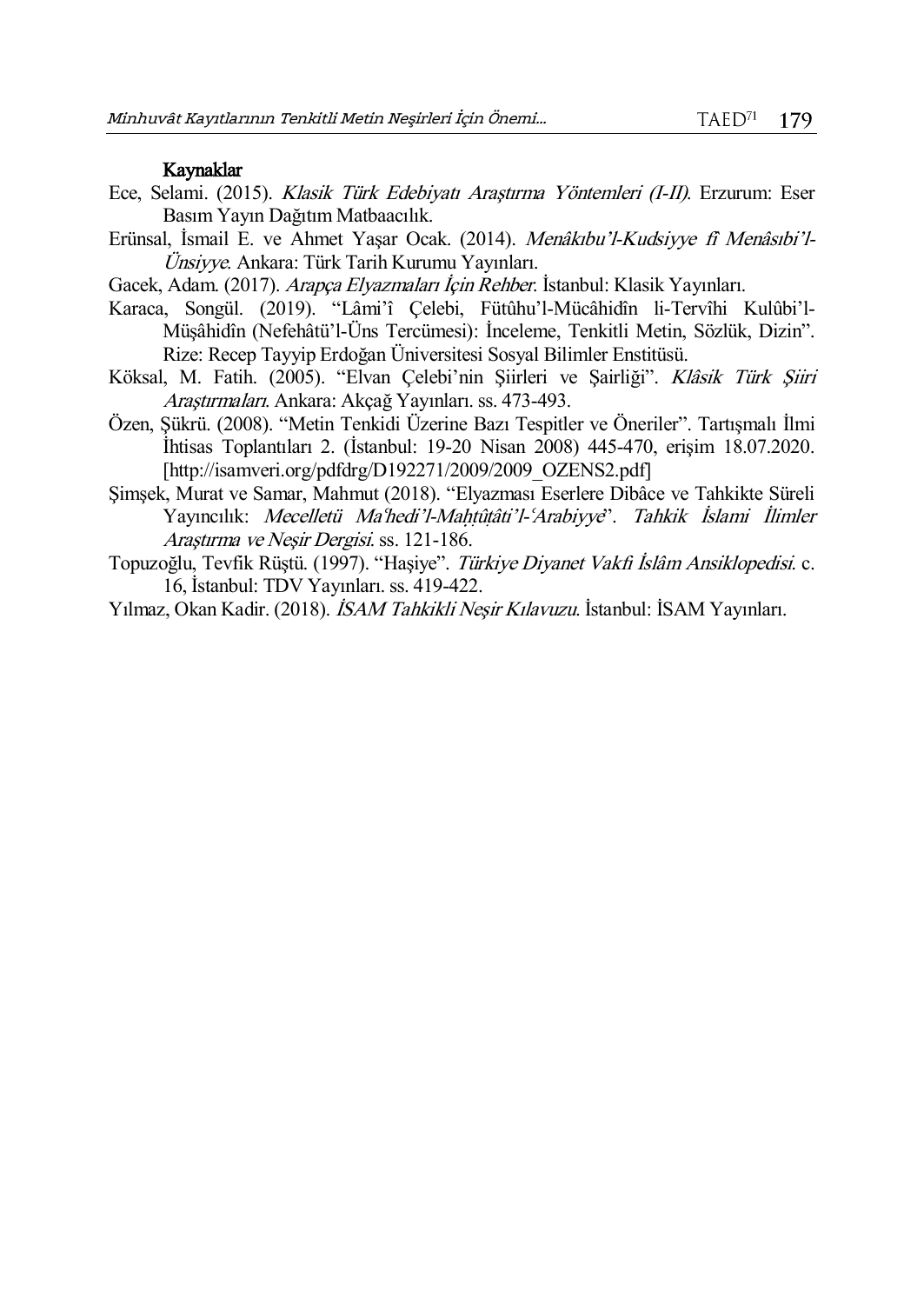**Kaynaklar**

Ece, Selami. (2015). *Klasik Türk Edebiyatı Araştırma Yöntemleri (I-II)*. Erzurum: Eser Basım Yayın Dağıtım Matbaacılık.

Erünsal, İsmail E. ve Ahmet Yaşar Ocak. (2014). *Menâkıbu'l-Kudsiyye fî Menâsıbi'l-Ünsiyye*. Ankara: Türk Tarih Kurumu Yayınları.

Gacek, Adam. (2017). *Arapça Elyazmaları İçin Rehber*. İstanbul: Klasik Yayınları.

Karaca, Songül. (2019). "Lâmi'î Çelebi, Fütûhu'l-Mücâhidîn li-Tervîhi Kulûbi'l-Müşâhidîn (Nefehâtü'l-Üns Tercümesi): İnceleme, Tenkitli Metin, Sözlük, Dizin". Rize: Recep Tayyip Erdoğan Üniversitesi Sosyal Bilimler Enstitüsü.

Köksal, M. Fatih. (2005). "Elvan Çelebi'nin Şiirleri ve Şairliği". *Klâsik Türk Şiiri Araştırmaları*. Ankara: Akçağ Yayınları. ss. 473-493.

Özen, Şükrü. (2008). "Metin Tenkidi Üzerine Bazı Tespitler ve Öneriler". Tartışmalı İlmi İhtisas Toplantıları 2. (İstanbul: 19-20 Nisan 2008) 445-470, erişim 18.07.2020. [http://isamveri.org/pdfdrg/D192271/2009/2009_OZENS2.pdf]

Şimşek, Murat ve Samar, Mahmut (2018). "Elyazması Eserlere Dibâce ve Tahkikte Süreli Yayıncılık: *Mecelletü Ma'hedi'l-Maḫṭûṭâti'l-'Arabiyye*". *Tahkik İslami İlimler Araştırma ve Neşir Dergisi*. ss. 121-186.

Topuzoğlu, Tevfik Rüştü. (1997). "Haşiye". *Türkiye Diyanet Vakfı İslâm Ansiklopedisi*. c. 16, İstanbul: TDV Yayınları. ss. 419-422.

Yılmaz, Okan Kadir. (2018). *İSAM Tahkikli Neşir Kılavuzu*. İstanbul: İSAM Yayınları.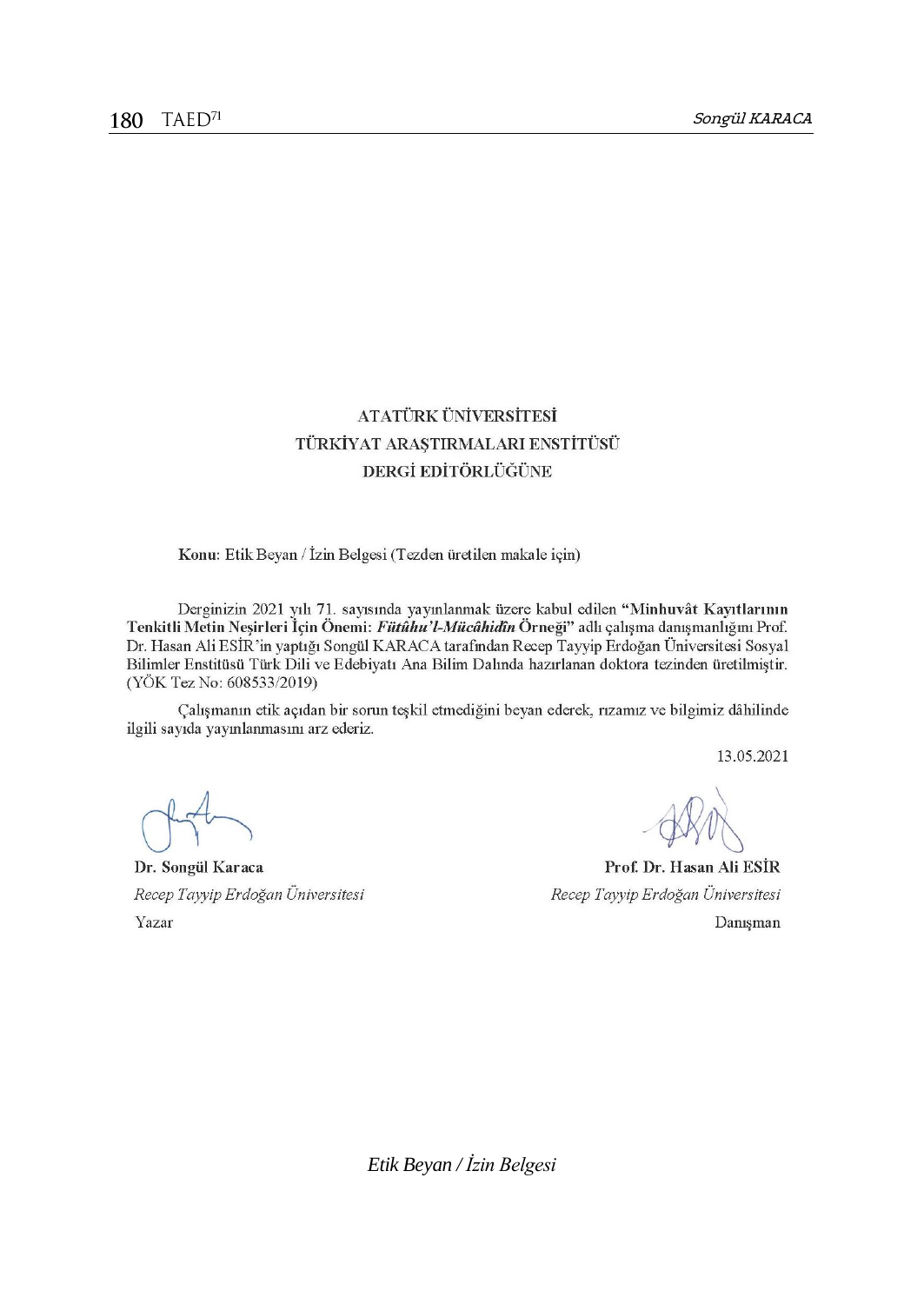**ATATÜRK ÜNİVERSİTESİ**
**TÜRKİYAT ARAŞTIRMALARI ENSTİTÜSÜ**
**DERGİ EDİTÖRLÜĞÜNE**

**Konu**: Etik Beyan / İzin Belgesi (Tezden üretilen makale için)

Derginizin 2021 yılı 71. sayısında yayınlanmak üzere kabul edilen **"Minhuvât Kayıtlarının Tenkitli Metin Neşirleri İçin Önemi: *Fütûhu'l-Mücâhidîn* Örneği"** adlı çalışma danışmanlığını Prof. Dr. Hasan Ali ESİR'in yaptığı Songül KARACA tarafından Recep Tayyip Erdoğan Üniversitesi Sosyal Bilimler Enstitüsü Türk Dili ve Edebiyatı Ana Bilim Dalında hazırlanan doktora tezinden üretilmiştir. (YÖK Tez No: 608533/2019)

Çalışmanın etik açıdan bir sorun teşkil etmediğini beyan ederek, rızamız ve bilgimiz dâhilinde ilgili sayıda yayınlanmasını arz ederiz.

13.05.2021

**Dr. Songül Karaca**
*Recep Tayyip Erdoğan Üniversitesi*
Yazar

**Prof. Dr. Hasan Ali ESİR**
*Recep Tayyip Erdoğan Üniversitesi*
Danışman

*Etik Beyan / İzin Belgesi*